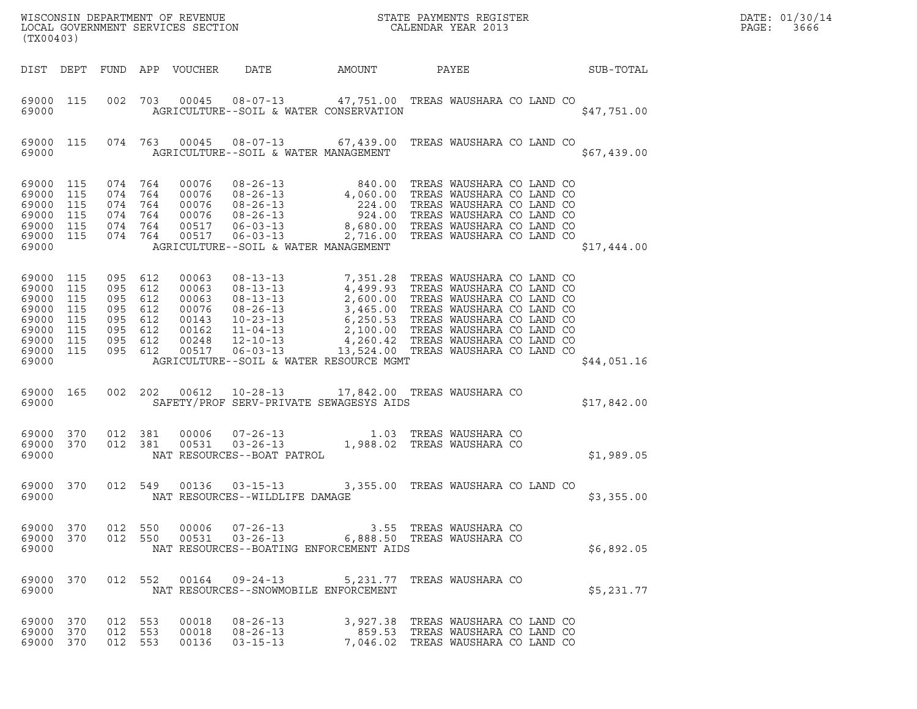WISCONSIN DEPARTMENT OF REVENUE
LOCAL GOVERNMENT SERVICES SECTION
(TX00403)

STATE PAYMENTS REGISTER
CALENDAR YEAR 2013

DATE: 01/30/14
PAGE: 3666

| DIST | DEPT | FUND | APP | VOUCHER | DATE | AMOUNT | PAYEE | SUB-TOTAL |
|---|---|---|---|---|---|---|---|---|
| 69000 | 115 | 002 | 703 | 00045 | 08-07-13 | 47,751.00 | TREAS WAUSHARA CO LAND CO | |
| 69000 | | | | AGRICULTURE--SOIL & WATER CONSERVATION | | | | $47,751.00 |
| 69000 | 115 | 074 | 763 | 00045 | 08-07-13 | 67,439.00 | TREAS WAUSHARA CO LAND CO | |
| 69000 | | | | AGRICULTURE--SOIL & WATER MANAGEMENT | | | | $67,439.00 |
| 69000 | 115 | 074 | 764 | 00076 | 08-26-13 | 840.00 | TREAS WAUSHARA CO LAND CO | |
| 69000 | 115 | 074 | 764 | 00076 | 08-26-13 | 4,060.00 | TREAS WAUSHARA CO LAND CO | |
| 69000 | 115 | 074 | 764 | 00076 | 08-26-13 | 224.00 | TREAS WAUSHARA CO LAND CO | |
| 69000 | 115 | 074 | 764 | 00076 | 08-26-13 | 924.00 | TREAS WAUSHARA CO LAND CO | |
| 69000 | 115 | 074 | 764 | 00517 | 06-03-13 | 8,680.00 | TREAS WAUSHARA CO LAND CO | |
| 69000 | 115 | 074 | 764 | 00517 | 06-03-13 | 2,716.00 | TREAS WAUSHARA CO LAND CO | |
| 69000 | | | | AGRICULTURE--SOIL & WATER MANAGEMENT | | | | $17,444.00 |
| 69000 | 115 | 095 | 612 | 00063 | 08-13-13 | 7,351.28 | TREAS WAUSHARA CO LAND CO | |
| 69000 | 115 | 095 | 612 | 00063 | 08-13-13 | 4,499.93 | TREAS WAUSHARA CO LAND CO | |
| 69000 | 115 | 095 | 612 | 00063 | 08-13-13 | 2,600.00 | TREAS WAUSHARA CO LAND CO | |
| 69000 | 115 | 095 | 612 | 00076 | 08-26-13 | 3,465.00 | TREAS WAUSHARA CO LAND CO | |
| 69000 | 115 | 095 | 612 | 00143 | 10-23-13 | 6,250.53 | TREAS WAUSHARA CO LAND CO | |
| 69000 | 115 | 095 | 612 | 00162 | 11-04-13 | 2,100.00 | TREAS WAUSHARA CO LAND CO | |
| 69000 | 115 | 095 | 612 | 00248 | 12-10-13 | 4,260.42 | TREAS WAUSHARA CO LAND CO | |
| 69000 | 115 | 095 | 612 | 00517 | 06-03-13 | 13,524.00 | TREAS WAUSHARA CO LAND CO | |
| 69000 | | | | AGRICULTURE--SOIL & WATER RESOURCE MGMT | | | | $44,051.16 |
| 69000 | 165 | 002 | 202 | 00612 | 10-28-13 | 17,842.00 | TREAS WAUSHARA CO | |
| 69000 | | | | SAFETY/PROF SERV-PRIVATE SEWAGESYS AIDS | | | | $17,842.00 |
| 69000 | 370 | 012 | 381 | 00006 | 07-26-13 | 1.03 | TREAS WAUSHARA CO | |
| 69000 | 370 | 012 | 381 | 00531 | 03-26-13 | 1,988.02 | TREAS WAUSHARA CO | |
| 69000 | | | | NAT RESOURCES--BOAT PATROL | | | | $1,989.05 |
| 69000 | 370 | 012 | 549 | 00136 | 03-15-13 | 3,355.00 | TREAS WAUSHARA CO LAND CO | |
| 69000 | | | | NAT RESOURCES--WILDLIFE DAMAGE | | | | $3,355.00 |
| 69000 | 370 | 012 | 550 | 00006 | 07-26-13 | 3.55 | TREAS WAUSHARA CO | |
| 69000 | 370 | 012 | 550 | 00531 | 03-26-13 | 6,888.50 | TREAS WAUSHARA CO | |
| 69000 | | | | NAT RESOURCES--BOATING ENFORCEMENT AIDS | | | | $6,892.05 |
| 69000 | 370 | 012 | 552 | 00164 | 09-24-13 | 5,231.77 | TREAS WAUSHARA CO | |
| 69000 | | | | NAT RESOURCES--SNOWMOBILE ENFORCEMENT | | | | $5,231.77 |
| 69000 | 370 | 012 | 553 | 00018 | 08-26-13 | 3,927.38 | TREAS WAUSHARA CO LAND CO | |
| 69000 | 370 | 012 | 553 | 00018 | 08-26-13 | 859.53 | TREAS WAUSHARA CO LAND CO | |
| 69000 | 370 | 012 | 553 | 00136 | 03-15-13 | 7,046.02 | TREAS WAUSHARA CO LAND CO | |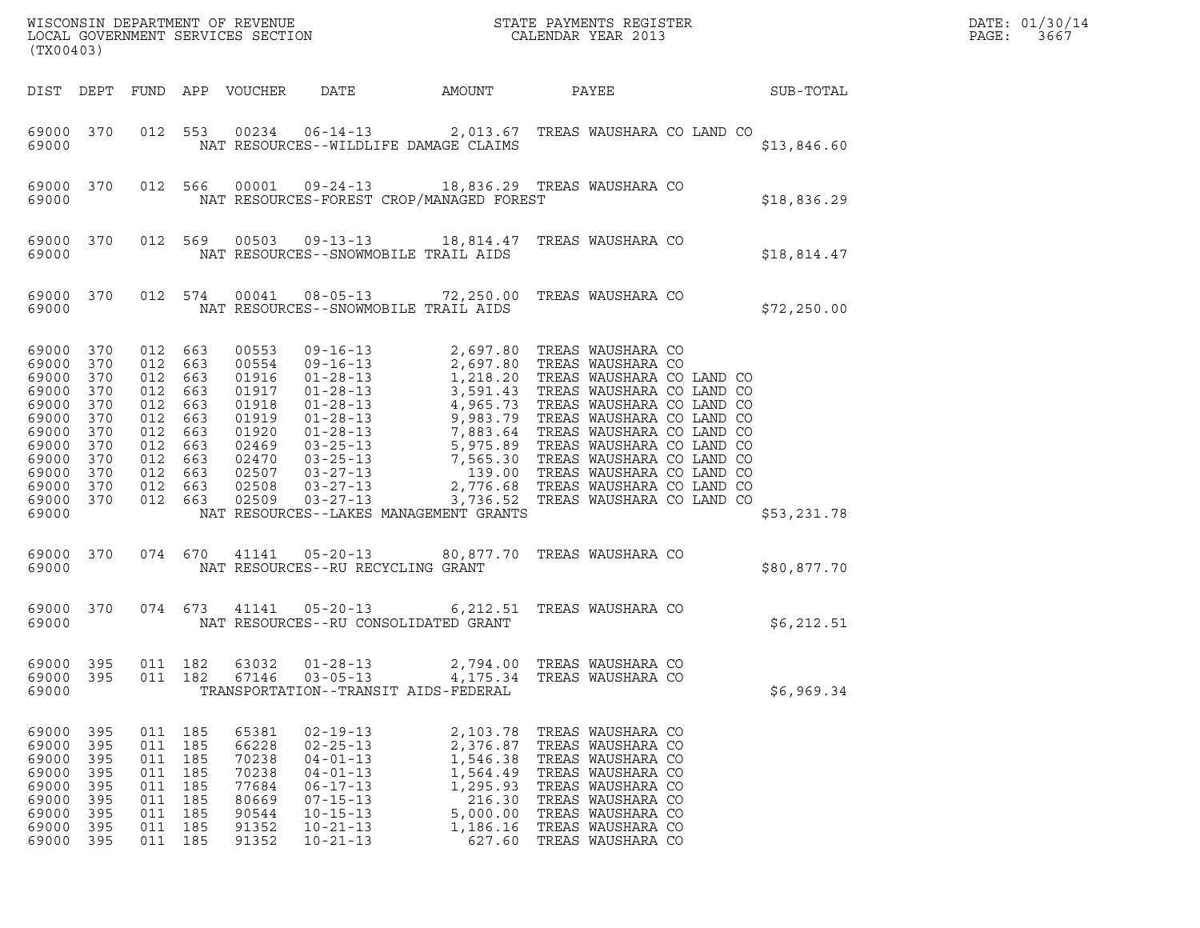| DIST | DEPT | FUND | APP | VOUCHER | DATE | AMOUNT | PAYEE | SUB-TOTAL |
|---|---|---|---|---|---|---|---|---|
| 69000 | 370 | 012 | 553 | 00234 | 06-14-13 | 2,013.67 | TREAS WAUSHARA CO LAND CO | |
| 69000 | | | | NAT RESOURCES--WILDLIFE DAMAGE CLAIMS | | | | $13,846.60 |
| 69000 | 370 | 012 | 566 | 00001 | 09-24-13 | 18,836.29 | TREAS WAUSHARA CO | |
| 69000 | | | | NAT RESOURCES-FOREST CROP/MANAGED FOREST | | | | $18,836.29 |
| 69000 | 370 | 012 | 569 | 00503 | 09-13-13 | 18,814.47 | TREAS WAUSHARA CO | |
| 69000 | | | | NAT RESOURCES--SNOWMOBILE TRAIL AIDS | | | | $18,814.47 |
| 69000 | 370 | 012 | 574 | 00041 | 08-05-13 | 72,250.00 | TREAS WAUSHARA CO | |
| 69000 | | | | NAT RESOURCES--SNOWMOBILE TRAIL AIDS | | | | $72,250.00 |
| 69000 | 370 | 012 | 663 | 00553 | 09-16-13 | 2,697.80 | TREAS WAUSHARA CO | |
| 69000 | 370 | 012 | 663 | 00554 | 09-16-13 | 2,697.80 | TREAS WAUSHARA CO | |
| 69000 | 370 | 012 | 663 | 01916 | 01-28-13 | 1,218.20 | TREAS WAUSHARA CO LAND CO | |
| 69000 | 370 | 012 | 663 | 01917 | 01-28-13 | 3,591.43 | TREAS WAUSHARA CO LAND CO | |
| 69000 | 370 | 012 | 663 | 01918 | 01-28-13 | 4,965.73 | TREAS WAUSHARA CO LAND CO | |
| 69000 | 370 | 012 | 663 | 01919 | 01-28-13 | 9,983.79 | TREAS WAUSHARA CO LAND CO | |
| 69000 | 370 | 012 | 663 | 01920 | 01-28-13 | 7,883.64 | TREAS WAUSHARA CO LAND CO | |
| 69000 | 370 | 012 | 663 | 02469 | 03-25-13 | 5,975.89 | TREAS WAUSHARA CO LAND CO | |
| 69000 | 370 | 012 | 663 | 02470 | 03-25-13 | 7,565.30 | TREAS WAUSHARA CO LAND CO | |
| 69000 | 370 | 012 | 663 | 02507 | 03-27-13 | 139.00 | TREAS WAUSHARA CO LAND CO | |
| 69000 | 370 | 012 | 663 | 02508 | 03-27-13 | 2,776.68 | TREAS WAUSHARA CO LAND CO | |
| 69000 | 370 | 012 | 663 | 02509 | 03-27-13 | 3,736.52 | TREAS WAUSHARA CO LAND CO | |
| 69000 | | | | NAT RESOURCES--LAKES MANAGEMENT GRANTS | | | | $53,231.78 |
| 69000 | 370 | 074 | 670 | 41141 | 05-20-13 | 80,877.70 | TREAS WAUSHARA CO | |
| 69000 | | | | NAT RESOURCES--RU RECYCLING GRANT | | | | $80,877.70 |
| 69000 | 370 | 074 | 673 | 41141 | 05-20-13 | 6,212.51 | TREAS WAUSHARA CO | |
| 69000 | | | | NAT RESOURCES--RU CONSOLIDATED GRANT | | | | $6,212.51 |
| 69000 | 395 | 011 | 182 | 63032 | 01-28-13 | 2,794.00 | TREAS WAUSHARA CO | |
| 69000 | 395 | 011 | 182 | 67146 | 03-05-13 | 4,175.34 | TREAS WAUSHARA CO | |
| 69000 | | | | TRANSPORTATION--TRANSIT AIDS-FEDERAL | | | | $6,969.34 |
| 69000 | 395 | 011 | 185 | 65381 | 02-19-13 | 2,103.78 | TREAS WAUSHARA CO | |
| 69000 | 395 | 011 | 185 | 66228 | 02-25-13 | 2,376.87 | TREAS WAUSHARA CO | |
| 69000 | 395 | 011 | 185 | 70238 | 04-01-13 | 1,546.38 | TREAS WAUSHARA CO | |
| 69000 | 395 | 011 | 185 | 70238 | 04-01-13 | 1,564.49 | TREAS WAUSHARA CO | |
| 69000 | 395 | 011 | 185 | 77684 | 06-17-13 | 1,295.93 | TREAS WAUSHARA CO | |
| 69000 | 395 | 011 | 185 | 80669 | 07-15-13 | 216.30 | TREAS WAUSHARA CO | |
| 69000 | 395 | 011 | 185 | 90544 | 10-15-13 | 5,000.00 | TREAS WAUSHARA CO | |
| 69000 | 395 | 011 | 185 | 91352 | 10-21-13 | 1,186.16 | TREAS WAUSHARA CO | |
| 69000 | 395 | 011 | 185 | 91352 | 10-21-13 | 627.60 | TREAS WAUSHARA CO | |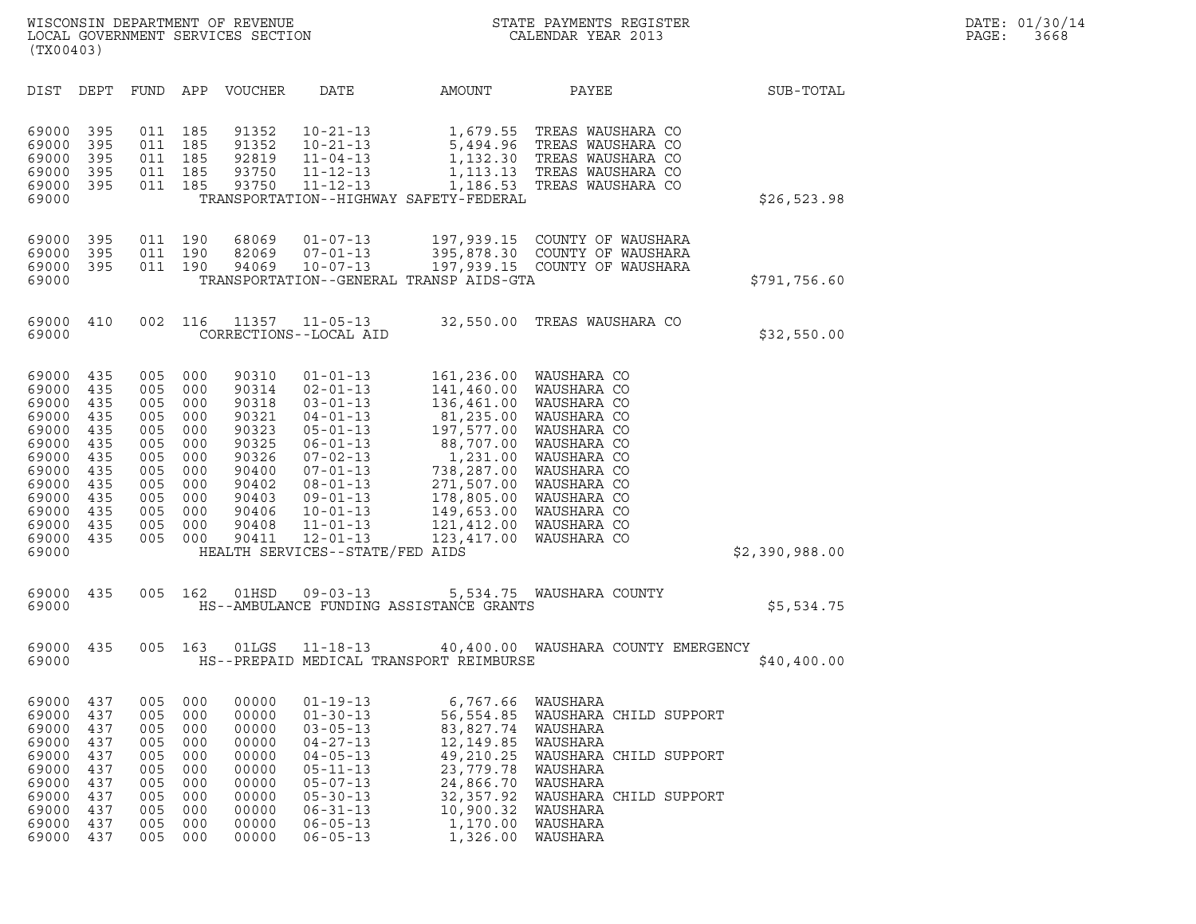WISCONSIN DEPARTMENT OF REVENUE
LOCAL GOVERNMENT SERVICES SECTION
(TX00403)

STATE PAYMENTS REGISTER
CALENDAR YEAR 2013

DATE: 01/30/14
PAGE: 3668

| DIST | DEPT | FUND | APP | VOUCHER | DATE | AMOUNT | PAYEE | SUB-TOTAL |
|---|---|---|---|---|---|---|---|---|
| 69000 | 395 | 011 | 185 | 91352 | 10-21-13 | 1,679.55 | TREAS WAUSHARA CO | |
| 69000 | 395 | 011 | 185 | 91352 | 10-21-13 | 5,494.96 | TREAS WAUSHARA CO | |
| 69000 | 395 | 011 | 185 | 92819 | 11-04-13 | 1,132.30 | TREAS WAUSHARA CO | |
| 69000 | 395 | 011 | 185 | 93750 | 11-12-13 | 1,113.13 | TREAS WAUSHARA CO | |
| 69000 | 395 | 011 | 185 | 93750 | 11-12-13 | 1,186.53 | TREAS WAUSHARA CO | |
| 69000 | | | | | TRANSPORTATION--HIGHWAY SAFETY-FEDERAL | | | $26,523.98 |
| 69000 | 395 | 011 | 190 | 68069 | 01-07-13 | 197,939.15 | COUNTY OF WAUSHARA | |
| 69000 | 395 | 011 | 190 | 82069 | 07-01-13 | 395,878.30 | COUNTY OF WAUSHARA | |
| 69000 | 395 | 011 | 190 | 94069 | 10-07-13 | 197,939.15 | COUNTY OF WAUSHARA | |
| 69000 | | | | | TRANSPORTATION--GENERAL TRANSP AIDS-GTA | | | $791,756.60 |
| 69000 | 410 | 002 | 116 | 11357 | 11-05-13 | 32,550.00 | TREAS WAUSHARA CO | |
| 69000 | | | | | CORRECTIONS--LOCAL AID | | | $32,550.00 |
| 69000 | 435 | 005 | 000 | 90310 | 01-01-13 | 161,236.00 | WAUSHARA CO | |
| 69000 | 435 | 005 | 000 | 90314 | 02-01-13 | 141,460.00 | WAUSHARA CO | |
| 69000 | 435 | 005 | 000 | 90318 | 03-01-13 | 136,461.00 | WAUSHARA CO | |
| 69000 | 435 | 005 | 000 | 90321 | 04-01-13 | 81,235.00 | WAUSHARA CO | |
| 69000 | 435 | 005 | 000 | 90323 | 05-01-13 | 197,577.00 | WAUSHARA CO | |
| 69000 | 435 | 005 | 000 | 90325 | 06-01-13 | 88,707.00 | WAUSHARA CO | |
| 69000 | 435 | 005 | 000 | 90326 | 07-02-13 | 1,231.00 | WAUSHARA CO | |
| 69000 | 435 | 005 | 000 | 90400 | 07-01-13 | 738,287.00 | WAUSHARA CO | |
| 69000 | 435 | 005 | 000 | 90402 | 08-01-13 | 271,507.00 | WAUSHARA CO | |
| 69000 | 435 | 005 | 000 | 90403 | 09-01-13 | 178,805.00 | WAUSHARA CO | |
| 69000 | 435 | 005 | 000 | 90406 | 10-01-13 | 149,653.00 | WAUSHARA CO | |
| 69000 | 435 | 005 | 000 | 90408 | 11-01-13 | 121,412.00 | WAUSHARA CO | |
| 69000 | 435 | 005 | 000 | 90411 | 12-01-13 | 123,417.00 | WAUSHARA CO | |
| 69000 | | | | | HEALTH SERVICES--STATE/FED AIDS | | | $2,390,988.00 |
| 69000 | 435 | 005 | 162 | 01HSD | 09-03-13 | 5,534.75 | WAUSHARA COUNTY | |
| 69000 | | | | | HS--AMBULANCE FUNDING ASSISTANCE GRANTS | | | $5,534.75 |
| 69000 | 435 | 005 | 163 | 01LGS | 11-18-13 | 40,400.00 | WAUSHARA COUNTY EMERGENCY | |
| 69000 | | | | | HS--PREPAID MEDICAL TRANSPORT REIMBURSE | | | $40,400.00 |
| 69000 | 437 | 005 | 000 | 00000 | 01-19-13 | 6,767.66 | WAUSHARA | |
| 69000 | 437 | 005 | 000 | 00000 | 01-30-13 | 56,554.85 | WAUSHARA CHILD SUPPORT | |
| 69000 | 437 | 005 | 000 | 00000 | 03-05-13 | 83,827.74 | WAUSHARA | |
| 69000 | 437 | 005 | 000 | 00000 | 04-27-13 | 12,149.85 | WAUSHARA | |
| 69000 | 437 | 005 | 000 | 00000 | 04-05-13 | 49,210.25 | WAUSHARA CHILD SUPPORT | |
| 69000 | 437 | 005 | 000 | 00000 | 05-11-13 | 23,779.78 | WAUSHARA | |
| 69000 | 437 | 005 | 000 | 00000 | 05-07-13 | 24,866.70 | WAUSHARA | |
| 69000 | 437 | 005 | 000 | 00000 | 05-30-13 | 32,357.92 | WAUSHARA CHILD SUPPORT | |
| 69000 | 437 | 005 | 000 | 00000 | 06-31-13 | 10,900.32 | WAUSHARA | |
| 69000 | 437 | 005 | 000 | 00000 | 06-05-13 | 1,170.00 | WAUSHARA | |
| 69000 | 437 | 005 | 000 | 00000 | 06-05-13 | 1,326.00 | WAUSHARA | |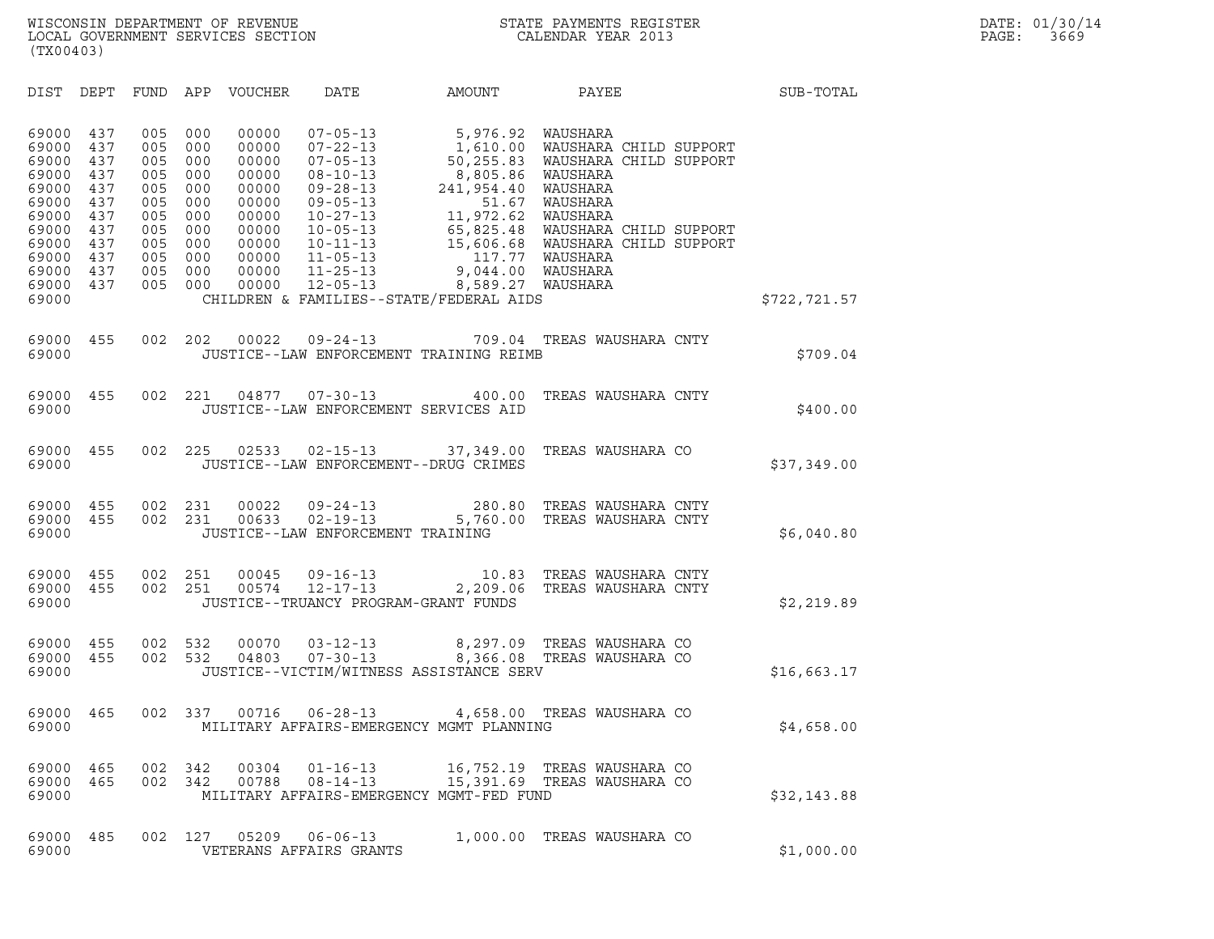WISCONSIN DEPARTMENT OF REVENUE
LOCAL GOVERNMENT SERVICES SECTION
(TX00403)

STATE PAYMENTS REGISTER
CALENDAR YEAR 2013

DATE: 01/30/14
PAGE: 3669

| DIST | DEPT | FUND | APP | VOUCHER | DATE | AMOUNT | PAYEE | SUB-TOTAL |
|---|---|---|---|---|---|---|---|---|
| 69000 | 437 | 005 | 000 | 00000 | 07-05-13 | 5,976.92 | WAUSHARA | |
| 69000 | 437 | 005 | 000 | 00000 | 07-22-13 | 1,610.00 | WAUSHARA CHILD SUPPORT | |
| 69000 | 437 | 005 | 000 | 00000 | 07-05-13 | 50,255.83 | WAUSHARA CHILD SUPPORT | |
| 69000 | 437 | 005 | 000 | 00000 | 08-10-13 | 8,805.86 | WAUSHARA | |
| 69000 | 437 | 005 | 000 | 00000 | 09-28-13 | 241,954.40 | WAUSHARA | |
| 69000 | 437 | 005 | 000 | 00000 | 09-05-13 | 51.67 | WAUSHARA | |
| 69000 | 437 | 005 | 000 | 00000 | 10-27-13 | 11,972.62 | WAUSHARA | |
| 69000 | 437 | 005 | 000 | 00000 | 10-05-13 | 65,825.48 | WAUSHARA CHILD SUPPORT | |
| 69000 | 437 | 005 | 000 | 00000 | 10-11-13 | 15,606.68 | WAUSHARA CHILD SUPPORT | |
| 69000 | 437 | 005 | 000 | 00000 | 11-05-13 | 117.77 | WAUSHARA | |
| 69000 | 437 | 005 | 000 | 00000 | 11-25-13 | 9,044.00 | WAUSHARA | |
| 69000 | 437 | 005 | 000 | 00000 | 12-05-13 | 8,589.27 | WAUSHARA | |
| 69000 | | | | CHILDREN & FAMILIES--STATE/FEDERAL AIDS | | | | $722,721.57 |
| 69000 | 455 | 002 | 202 | 00022 | 09-24-13 | 709.04 | TREAS WAUSHARA CNTY | |
| 69000 | | | | JUSTICE--LAW ENFORCEMENT TRAINING REIMB | | | | $709.04 |
| 69000 | 455 | 002 | 221 | 04877 | 07-30-13 | 400.00 | TREAS WAUSHARA CNTY | |
| 69000 | | | | JUSTICE--LAW ENFORCEMENT SERVICES AID | | | | $400.00 |
| 69000 | 455 | 002 | 225 | 02533 | 02-15-13 | 37,349.00 | TREAS WAUSHARA CO | |
| 69000 | | | | JUSTICE--LAW ENFORCEMENT--DRUG CRIMES | | | | $37,349.00 |
| 69000 | 455 | 002 | 231 | 00022 | 09-24-13 | 280.80 | TREAS WAUSHARA CNTY | |
| 69000 | 455 | 002 | 231 | 00633 | 02-19-13 | 5,760.00 | TREAS WAUSHARA CNTY | |
| 69000 | | | | JUSTICE--LAW ENFORCEMENT TRAINING | | | | $6,040.80 |
| 69000 | 455 | 002 | 251 | 00045 | 09-16-13 | 10.83 | TREAS WAUSHARA CNTY | |
| 69000 | 455 | 002 | 251 | 00574 | 12-17-13 | 2,209.06 | TREAS WAUSHARA CNTY | |
| 69000 | | | | JUSTICE--TRUANCY PROGRAM-GRANT FUNDS | | | | $2,219.89 |
| 69000 | 455 | 002 | 532 | 00070 | 03-12-13 | 8,297.09 | TREAS WAUSHARA CO | |
| 69000 | 455 | 002 | 532 | 04803 | 07-30-13 | 8,366.08 | TREAS WAUSHARA CO | |
| 69000 | | | | JUSTICE--VICTIM/WITNESS ASSISTANCE SERV | | | | $16,663.17 |
| 69000 | 465 | 002 | 337 | 00716 | 06-28-13 | 4,658.00 | TREAS WAUSHARA CO | |
| 69000 | | | | MILITARY AFFAIRS-EMERGENCY MGMT PLANNING | | | | $4,658.00 |
| 69000 | 465 | 002 | 342 | 00304 | 01-16-13 | 16,752.19 | TREAS WAUSHARA CO | |
| 69000 | 465 | 002 | 342 | 00788 | 08-14-13 | 15,391.69 | TREAS WAUSHARA CO | |
| 69000 | | | | MILITARY AFFAIRS-EMERGENCY MGMT-FED FUND | | | | $32,143.88 |
| 69000 | 485 | 002 | 127 | 05209 | 06-06-13 | 1,000.00 | TREAS WAUSHARA CO | |
| 69000 | | | | VETERANS AFFAIRS GRANTS | | | | $1,000.00 |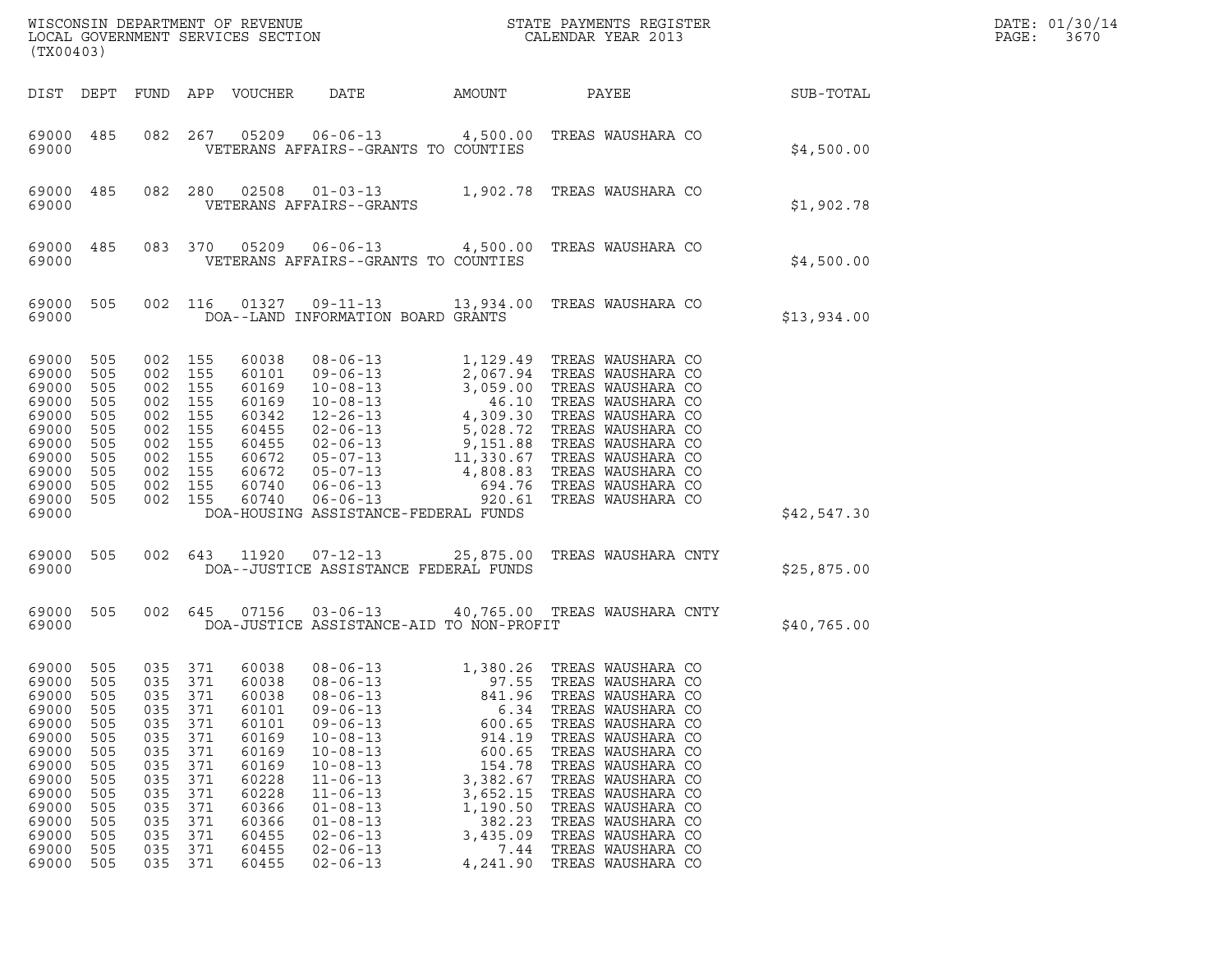WISCONSIN DEPARTMENT OF REVENUE
LOCAL GOVERNMENT SERVICES SECTION
(TX00403)

STATE PAYMENTS REGISTER
CALENDAR YEAR 2013

DATE: 01/30/14
PAGE: 3670

| DIST | DEPT | FUND | APP | VOUCHER | DATE | AMOUNT | PAYEE | SUB-TOTAL |
|---|---|---|---|---|---|---|---|---|
| 69000 | 485 | 082 | 267 | 05209 | 06-06-13 | 4,500.00 | TREAS WAUSHARA CO | |
| 69000 | | | | VETERANS AFFAIRS--GRANTS TO COUNTIES | | | | $4,500.00 |
| 69000 | 485 | 082 | 280 | 02508 | 01-03-13 | 1,902.78 | TREAS WAUSHARA CO | |
| 69000 | | | | VETERANS AFFAIRS--GRANTS | | | | $1,902.78 |
| 69000 | 485 | 083 | 370 | 05209 | 06-06-13 | 4,500.00 | TREAS WAUSHARA CO | |
| 69000 | | | | VETERANS AFFAIRS--GRANTS TO COUNTIES | | | | $4,500.00 |
| 69000 | 505 | 002 | 116 | 01327 | 09-11-13 | 13,934.00 | TREAS WAUSHARA CO | |
| 69000 | | | | DOA--LAND INFORMATION BOARD GRANTS | | | | $13,934.00 |
| 69000 | 505 | 002 | 155 | 60038 | 08-06-13 | 1,129.49 | TREAS WAUSHARA CO | |
| 69000 | 505 | 002 | 155 | 60101 | 09-06-13 | 2,067.94 | TREAS WAUSHARA CO | |
| 69000 | 505 | 002 | 155 | 60169 | 10-08-13 | 3,059.00 | TREAS WAUSHARA CO | |
| 69000 | 505 | 002 | 155 | 60169 | 10-08-13 | 46.10 | TREAS WAUSHARA CO | |
| 69000 | 505 | 002 | 155 | 60342 | 12-26-13 | 4,309.30 | TREAS WAUSHARA CO | |
| 69000 | 505 | 002 | 155 | 60455 | 02-06-13 | 5,028.72 | TREAS WAUSHARA CO | |
| 69000 | 505 | 002 | 155 | 60455 | 02-06-13 | 9,151.88 | TREAS WAUSHARA CO | |
| 69000 | 505 | 002 | 155 | 60672 | 05-07-13 | 11,330.67 | TREAS WAUSHARA CO | |
| 69000 | 505 | 002 | 155 | 60672 | 05-07-13 | 4,808.83 | TREAS WAUSHARA CO | |
| 69000 | 505 | 002 | 155 | 60740 | 06-06-13 | 694.76 | TREAS WAUSHARA CO | |
| 69000 | 505 | 002 | 155 | 60740 | 06-06-13 | 920.61 | TREAS WAUSHARA CO | |
| 69000 | | | | DOA-HOUSING ASSISTANCE-FEDERAL FUNDS | | | | $42,547.30 |
| 69000 | 505 | 002 | 643 | 11920 | 07-12-13 | 25,875.00 | TREAS WAUSHARA CNTY | |
| 69000 | | | | DOA--JUSTICE ASSISTANCE FEDERAL FUNDS | | | | $25,875.00 |
| 69000 | 505 | 002 | 645 | 07156 | 03-06-13 | 40,765.00 | TREAS WAUSHARA CNTY | |
| 69000 | | | | DOA-JUSTICE ASSISTANCE-AID TO NON-PROFIT | | | | $40,765.00 |
| 69000 | 505 | 035 | 371 | 60038 | 08-06-13 | 1,380.26 | TREAS WAUSHARA CO | |
| 69000 | 505 | 035 | 371 | 60038 | 08-06-13 | 97.55 | TREAS WAUSHARA CO | |
| 69000 | 505 | 035 | 371 | 60038 | 08-06-13 | 841.96 | TREAS WAUSHARA CO | |
| 69000 | 505 | 035 | 371 | 60101 | 09-06-13 | 6.34 | TREAS WAUSHARA CO | |
| 69000 | 505 | 035 | 371 | 60101 | 09-06-13 | 600.65 | TREAS WAUSHARA CO | |
| 69000 | 505 | 035 | 371 | 60169 | 10-08-13 | 914.19 | TREAS WAUSHARA CO | |
| 69000 | 505 | 035 | 371 | 60169 | 10-08-13 | 600.65 | TREAS WAUSHARA CO | |
| 69000 | 505 | 035 | 371 | 60169 | 10-08-13 | 154.78 | TREAS WAUSHARA CO | |
| 69000 | 505 | 035 | 371 | 60228 | 11-06-13 | 3,382.67 | TREAS WAUSHARA CO | |
| 69000 | 505 | 035 | 371 | 60228 | 11-06-13 | 3,652.15 | TREAS WAUSHARA CO | |
| 69000 | 505 | 035 | 371 | 60366 | 01-08-13 | 1,190.50 | TREAS WAUSHARA CO | |
| 69000 | 505 | 035 | 371 | 60366 | 01-08-13 | 382.23 | TREAS WAUSHARA CO | |
| 69000 | 505 | 035 | 371 | 60455 | 02-06-13 | 3,435.09 | TREAS WAUSHARA CO | |
| 69000 | 505 | 035 | 371 | 60455 | 02-06-13 | 7.44 | TREAS WAUSHARA CO | |
| 69000 | 505 | 035 | 371 | 60455 | 02-06-13 | 4,241.90 | TREAS WAUSHARA CO | |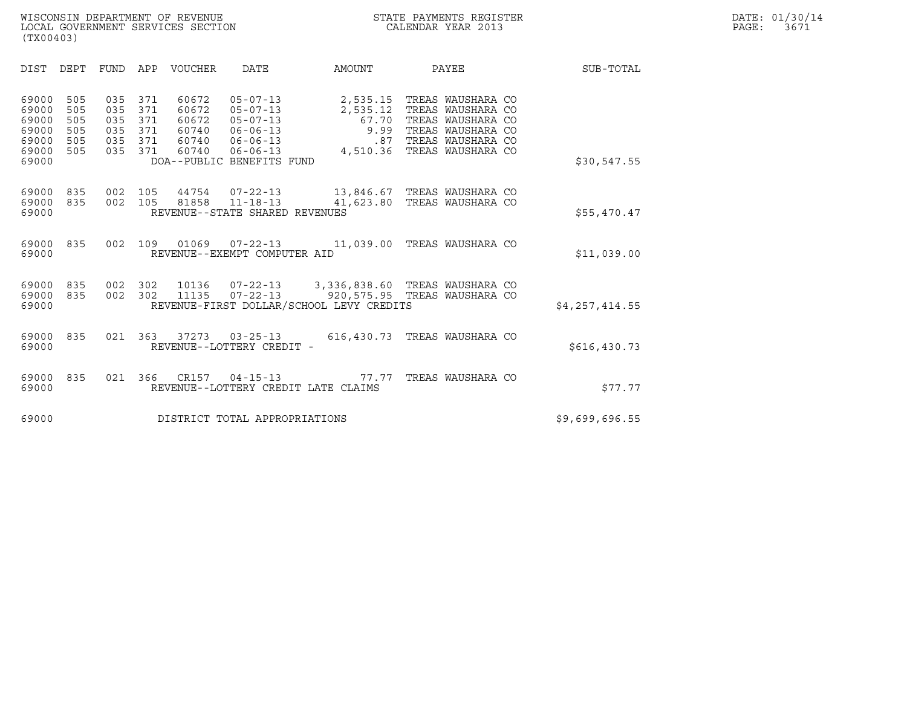WISCONSIN DEPARTMENT OF REVENUE
LOCAL GOVERNMENT SERVICES SECTION
(TX00403)

STATE PAYMENTS REGISTER
CALENDAR YEAR 2013

DATE: 01/30/14
PAGE: 3671

| DIST | DEPT | FUND | APP | VOUCHER | DATE | AMOUNT | PAYEE | SUB-TOTAL |
|---|---|---|---|---|---|---|---|---|
| 69000 | 505 | 035 | 371 | 60672 | 05-07-13 | 2,535.15 | TREAS WAUSHARA CO | |
| 69000 | 505 | 035 | 371 | 60672 | 05-07-13 | 2,535.12 | TREAS WAUSHARA CO | |
| 69000 | 505 | 035 | 371 | 60672 | 05-07-13 | 67.70 | TREAS WAUSHARA CO | |
| 69000 | 505 | 035 | 371 | 60740 | 06-06-13 | 9.99 | TREAS WAUSHARA CO | |
| 69000 | 505 | 035 | 371 | 60740 | 06-06-13 | .87 | TREAS WAUSHARA CO | |
| 69000 | 505 | 035 | 371 | 60740 | 06-06-13 | 4,510.36 | TREAS WAUSHARA CO | |
| 69000 | | | | DOA--PUBLIC BENEFITS FUND | | | | $30,547.55 |
| 69000 | 835 | 002 | 105 | 44754 | 07-22-13 | 13,846.67 | TREAS WAUSHARA CO | |
| 69000 | 835 | 002 | 105 | 81858 | 11-18-13 | 41,623.80 | TREAS WAUSHARA CO | |
| 69000 | | | | REVENUE--STATE SHARED REVENUES | | | | $55,470.47 |
| 69000 | 835 | 002 | 109 | 01069 | 07-22-13 | 11,039.00 | TREAS WAUSHARA CO | |
| 69000 | | | | REVENUE--EXEMPT COMPUTER AID | | | | $11,039.00 |
| 69000 | 835 | 002 | 302 | 10136 | 07-22-13 | 3,336,838.60 | TREAS WAUSHARA CO | |
| 69000 | 835 | 002 | 302 | 11135 | 07-22-13 | 920,575.95 | TREAS WAUSHARA CO | |
| 69000 | | | | REVENUE-FIRST DOLLAR/SCHOOL LEVY CREDITS | | | | $4,257,414.55 |
| 69000 | 835 | 021 | 363 | 37273 | 03-25-13 | 616,430.73 | TREAS WAUSHARA CO | |
| 69000 | | | | REVENUE--LOTTERY CREDIT - | | | | $616,430.73 |
| 69000 | 835 | 021 | 366 | CR157 | 04-15-13 | 77.77 | TREAS WAUSHARA CO | |
| 69000 | | | | REVENUE--LOTTERY CREDIT LATE CLAIMS | | | | $77.77 |
| 69000 | | | | DISTRICT TOTAL APPROPRIATIONS | | | | $9,699,696.55 |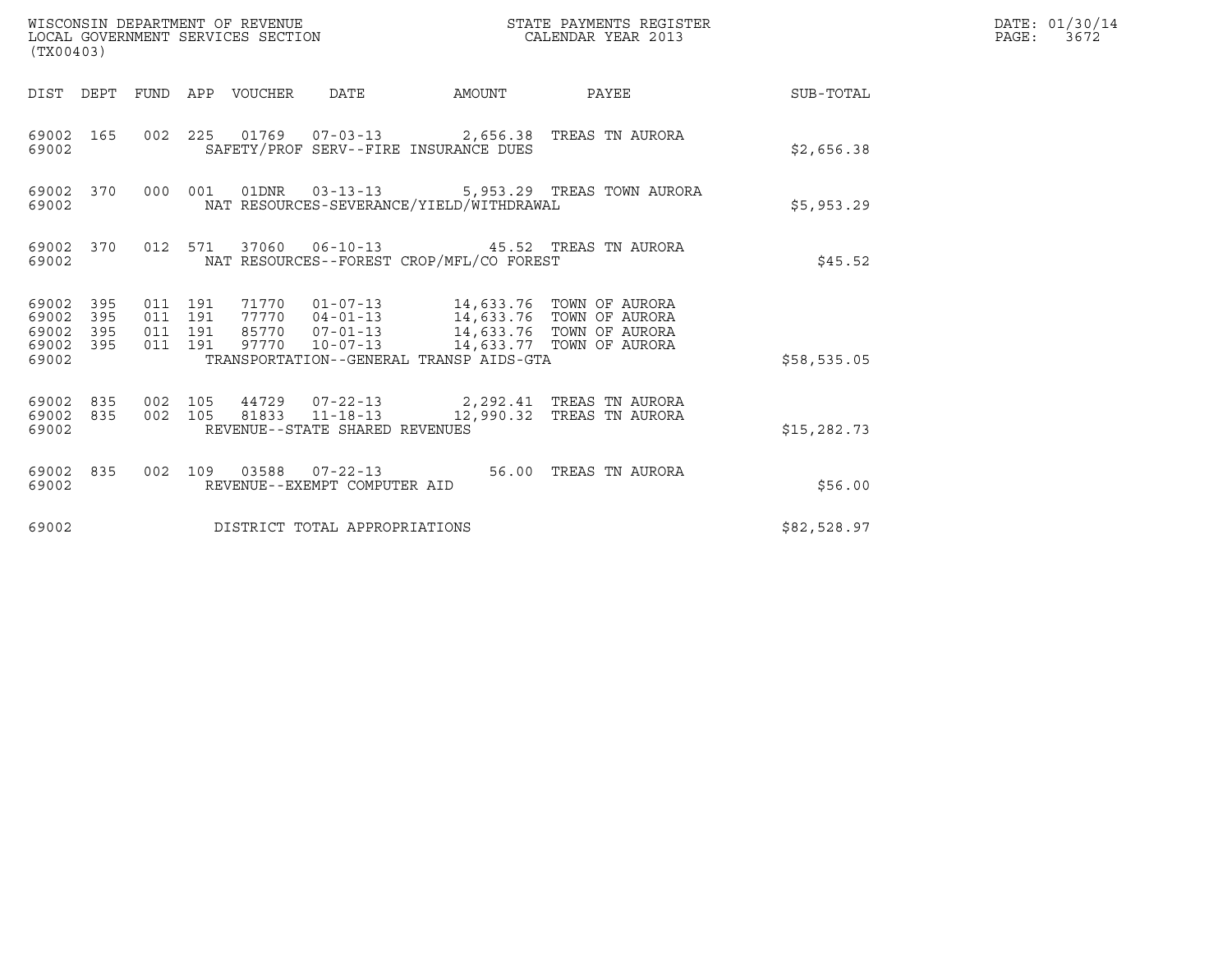WISCONSIN DEPARTMENT OF REVENUE
LOCAL GOVERNMENT SERVICES SECTION
(TX00403)

STATE PAYMENTS REGISTER
CALENDAR YEAR 2013

DATE: 01/30/14
PAGE: 3672

| DIST | DEPT | FUND | APP | VOUCHER | DATE | AMOUNT | PAYEE | SUB-TOTAL |
|---|---|---|---|---|---|---|---|---|
| 69002 | 165 | 002 | 225 | 01769 | 07-03-13 | 2,656.38 | TREAS TN AURORA | |
| 69002 | | | | SAFETY/PROF SERV--FIRE INSURANCE DUES | | | | $2,656.38 |
| 69002 | 370 | 000 | 001 | 01DNR | 03-13-13 | 5,953.29 | TREAS TOWN AURORA | |
| 69002 | | | | NAT RESOURCES-SEVERANCE/YIELD/WITHDRAWAL | | | | $5,953.29 |
| 69002 | 370 | 012 | 571 | 37060 | 06-10-13 | 45.52 | TREAS TN AURORA | |
| 69002 | | | | NAT RESOURCES--FOREST CROP/MFL/CO FOREST | | | | $45.52 |
| 69002 | 395 | 011 | 191 | 71770 | 01-07-13 | 14,633.76 | TOWN OF AURORA | |
| 69002 | 395 | 011 | 191 | 77770 | 04-01-13 | 14,633.76 | TOWN OF AURORA | |
| 69002 | 395 | 011 | 191 | 85770 | 07-01-13 | 14,633.76 | TOWN OF AURORA | |
| 69002 | 395 | 011 | 191 | 97770 | 10-07-13 | 14,633.77 | TOWN OF AURORA | |
| 69002 | | | | TRANSPORTATION--GENERAL TRANSP AIDS-GTA | | | | $58,535.05 |
| 69002 | 835 | 002 | 105 | 44729 | 07-22-13 | 2,292.41 | TREAS TN AURORA | |
| 69002 | 835 | 002 | 105 | 81833 | 11-18-13 | 12,990.32 | TREAS TN AURORA | |
| 69002 | | | | REVENUE--STATE SHARED REVENUES | | | | $15,282.73 |
| 69002 | 835 | 002 | 109 | 03588 | 07-22-13 | 56.00 | TREAS TN AURORA | |
| 69002 | | | | REVENUE--EXEMPT COMPUTER AID | | | | $56.00 |
| 69002 | | | | DISTRICT TOTAL APPROPRIATIONS | | | | $82,528.97 |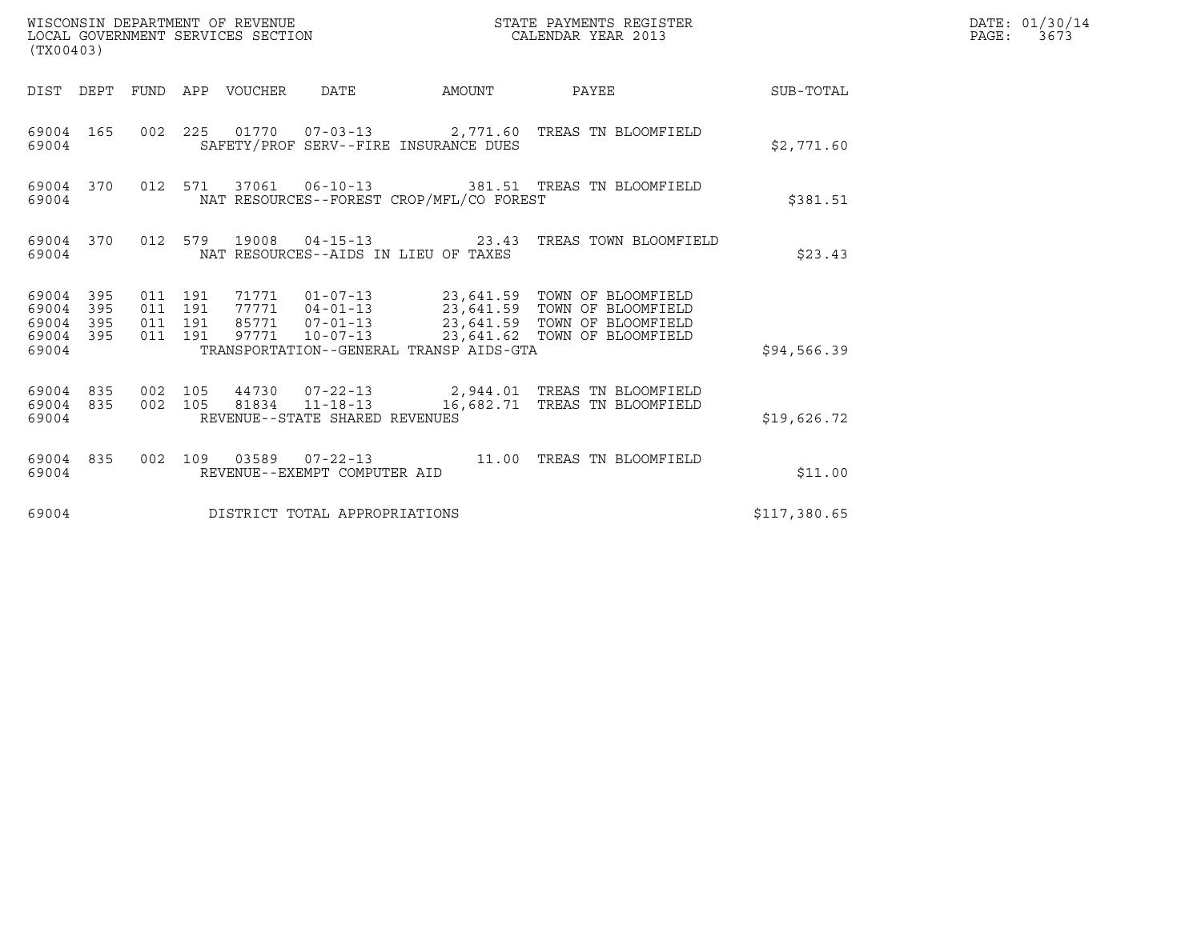WISCONSIN DEPARTMENT OF REVENUE
LOCAL GOVERNMENT SERVICES SECTION
(TX00403)

STATE PAYMENTS REGISTER
CALENDAR YEAR 2013

DATE: 01/30/14

| DIST | DEPT | FUND | APP | VOUCHER | DATE | AMOUNT | PAYEE | SUB-TOTAL |
|---|---|---|---|---|---|---|---|---|
| 69004 | 165 | 002 | 225 | 01770 | 07-03-13 | 2,771.60 | TREAS TN BLOOMFIELD | |
| 69004 | | | | SAFETY/PROF SERV--FIRE INSURANCE DUES | | | | $2,771.60 |
| 69004 | 370 | 012 | 571 | 37061 | 06-10-13 | 381.51 | TREAS TN BLOOMFIELD | |
| 69004 | | | | NAT RESOURCES--FOREST CROP/MFL/CO FOREST | | | | $381.51 |
| 69004 | 370 | 012 | 579 | 19008 | 04-15-13 | 23.43 | TREAS TOWN BLOOMFIELD | |
| 69004 | | | | NAT RESOURCES--AIDS IN LIEU OF TAXES | | | | $23.43 |
| 69004 | 395 | 011 | 191 | 71771 | 01-07-13 | 23,641.59 | TOWN OF BLOOMFIELD | |
| 69004 | 395 | 011 | 191 | 77771 | 04-01-13 | 23,641.59 | TOWN OF BLOOMFIELD | |
| 69004 | 395 | 011 | 191 | 85771 | 07-01-13 | 23,641.59 | TOWN OF BLOOMFIELD | |
| 69004 | 395 | 011 | 191 | 97771 | 10-07-13 | 23,641.62 | TOWN OF BLOOMFIELD | |
| 69004 | | | | TRANSPORTATION--GENERAL TRANSP AIDS-GTA | | | | $94,566.39 |
| 69004 | 835 | 002 | 105 | 44730 | 07-22-13 | 2,944.01 | TREAS TN BLOOMFIELD | |
| 69004 | 835 | 002 | 105 | 81834 | 11-18-13 | 16,682.71 | TREAS TN BLOOMFIELD | |
| 69004 | | | | REVENUE--STATE SHARED REVENUES | | | | $19,626.72 |
| 69004 | 835 | 002 | 109 | 03589 | 07-22-13 | 11.00 | TREAS TN BLOOMFIELD | |
| 69004 | | | | REVENUE--EXEMPT COMPUTER AID | | | | $11.00 |
| 69004 | | | | DISTRICT TOTAL APPROPRIATIONS | | | | $117,380.65 |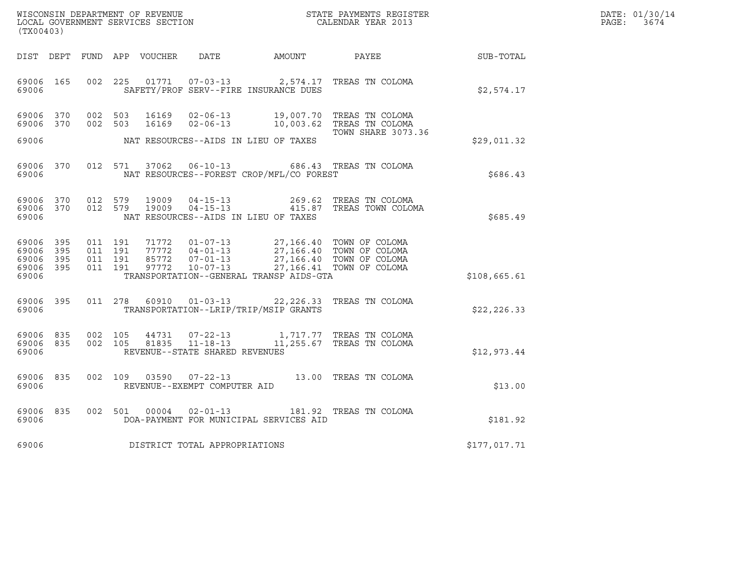WISCONSIN DEPARTMENT OF REVENUE
LOCAL GOVERNMENT SERVICES SECTION
(TX00403)

STATE PAYMENTS REGISTER
CALENDAR YEAR 2013

DATE: 01/30/14
PAGE: 3674

| DIST | DEPT | FUND | APP | VOUCHER | DATE | AMOUNT | PAYEE | SUB-TOTAL |
|---|---|---|---|---|---|---|---|---|
| 69006 | 165 | 002 | 225 | 01771 | 07-03-13 | 2,574.17 | TREAS TN COLOMA | |
| 69006 | | | | | SAFETY/PROF SERV--FIRE INSURANCE DUES | | | $2,574.17 |
| 69006 | 370 | 002 | 503 | 16169 | 02-06-13 | 19,007.70 | TREAS TN COLOMA | |
| 69006 | 370 | 002 | 503 | 16169 | 02-06-13 | 10,003.62 | TREAS TN COLOMA TOWN SHARE 3073.36 | |
| 69006 | | | | | NAT RESOURCES--AIDS IN LIEU OF TAXES | | | $29,011.32 |
| 69006 | 370 | 012 | 571 | 37062 | 06-10-13 | 686.43 | TREAS TN COLOMA | |
| 69006 | | | | | NAT RESOURCES--FOREST CROP/MFL/CO FOREST | | | $686.43 |
| 69006 | 370 | 012 | 579 | 19009 | 04-15-13 | 269.62 | TREAS TN COLOMA | |
| 69006 | 370 | 012 | 579 | 19009 | 04-15-13 | 415.87 | TREAS TOWN COLOMA | |
| 69006 | | | | | NAT RESOURCES--AIDS IN LIEU OF TAXES | | | $685.49 |
| 69006 | 395 | 011 | 191 | 71772 | 01-07-13 | 27,166.40 | TOWN OF COLOMA | |
| 69006 | 395 | 011 | 191 | 77772 | 04-01-13 | 27,166.40 | TOWN OF COLOMA | |
| 69006 | 395 | 011 | 191 | 85772 | 07-01-13 | 27,166.40 | TOWN OF COLOMA | |
| 69006 | 395 | 011 | 191 | 97772 | 10-07-13 | 27,166.41 | TOWN OF COLOMA | |
| 69006 | | | | | TRANSPORTATION--GENERAL TRANSP AIDS-GTA | | | $108,665.61 |
| 69006 | 395 | 011 | 278 | 60910 | 01-03-13 | 22,226.33 | TREAS TN COLOMA | |
| 69006 | | | | | TRANSPORTATION--LRIP/TRIP/MSIP GRANTS | | | $22,226.33 |
| 69006 | 835 | 002 | 105 | 44731 | 07-22-13 | 1,717.77 | TREAS TN COLOMA | |
| 69006 | 835 | 002 | 105 | 81835 | 11-18-13 | 11,255.67 | TREAS TN COLOMA | |
| 69006 | | | | | REVENUE--STATE SHARED REVENUES | | | $12,973.44 |
| 69006 | 835 | 002 | 109 | 03590 | 07-22-13 | 13.00 | TREAS TN COLOMA | |
| 69006 | | | | | REVENUE--EXEMPT COMPUTER AID | | | $13.00 |
| 69006 | 835 | 002 | 501 | 00004 | 02-01-13 | 181.92 | TREAS TN COLOMA | |
| 69006 | | | | | DOA-PAYMENT FOR MUNICIPAL SERVICES AID | | | $181.92 |
| 69006 | | | | | DISTRICT TOTAL APPROPRIATIONS | | | $177,017.71 |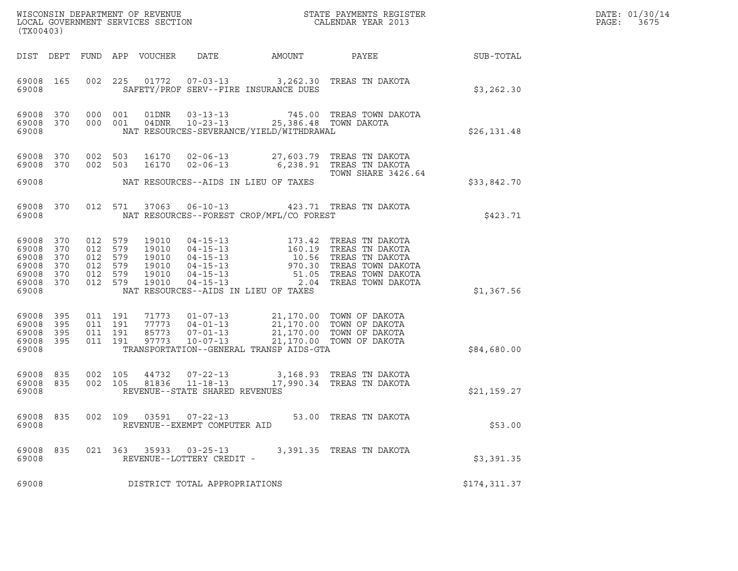WISCONSIN DEPARTMENT OF REVENUE
LOCAL GOVERNMENT SERVICES SECTION
(TX00403)

STATE PAYMENTS REGISTER
CALENDAR YEAR 2013

DATE: 01/30/14
PAGE: 3675

| DIST | DEPT | FUND | APP | VOUCHER | DATE | AMOUNT | PAYEE | SUB-TOTAL |
|---|---|---|---|---|---|---|---|---|
| 69008 | 165 | 002 | 225 | 01772 | 07-03-13 | 3,262.30 | TREAS TN DAKOTA | |
| 69008 | | | | | SAFETY/PROF SERV--FIRE INSURANCE DUES | | | $3,262.30 |
| 69008 | 370 | 000 | 001 | 01DNR | 03-13-13 | 745.00 | TREAS TOWN DAKOTA | |
| 69008 | 370 | 000 | 001 | 04DNR | 10-23-13 | 25,386.48 | TOWN DAKOTA | |
| 69008 | | | | | NAT RESOURCES-SEVERANCE/YIELD/WITHDRAWAL | | | $26,131.48 |
| 69008 | 370 | 002 | 503 | 16170 | 02-06-13 | 27,603.79 | TREAS TN DAKOTA | |
| 69008 | 370 | 002 | 503 | 16170 | 02-06-13 | 6,238.91 | TREAS TN DAKOTA TOWN SHARE 3426.64 | |
| 69008 | | | | | NAT RESOURCES--AIDS IN LIEU OF TAXES | | | $33,842.70 |
| 69008 | 370 | 012 | 571 | 37063 | 06-10-13 | 423.71 | TREAS TN DAKOTA | |
| 69008 | | | | | NAT RESOURCES--FOREST CROP/MFL/CO FOREST | | | $423.71 |
| 69008 | 370 | 012 | 579 | 19010 | 04-15-13 | 173.42 | TREAS TN DAKOTA | |
| 69008 | 370 | 012 | 579 | 19010 | 04-15-13 | 160.19 | TREAS TN DAKOTA | |
| 69008 | 370 | 012 | 579 | 19010 | 04-15-13 | 10.56 | TREAS TN DAKOTA | |
| 69008 | 370 | 012 | 579 | 19010 | 04-15-13 | 970.30 | TREAS TOWN DAKOTA | |
| 69008 | 370 | 012 | 579 | 19010 | 04-15-13 | 51.05 | TREAS TOWN DAKOTA | |
| 69008 | 370 | 012 | 579 | 19010 | 04-15-13 | 2.04 | TREAS TOWN DAKOTA | |
| 69008 | | | | | NAT RESOURCES--AIDS IN LIEU OF TAXES | | | $1,367.56 |
| 69008 | 395 | 011 | 191 | 71773 | 01-07-13 | 21,170.00 | TOWN OF DAKOTA | |
| 69008 | 395 | 011 | 191 | 77773 | 04-01-13 | 21,170.00 | TOWN OF DAKOTA | |
| 69008 | 395 | 011 | 191 | 85773 | 07-01-13 | 21,170.00 | TOWN OF DAKOTA | |
| 69008 | 395 | 011 | 191 | 97773 | 10-07-13 | 21,170.00 | TOWN OF DAKOTA | |
| 69008 | | | | | TRANSPORTATION--GENERAL TRANSP AIDS-GTA | | | $84,680.00 |
| 69008 | 835 | 002 | 105 | 44732 | 07-22-13 | 3,168.93 | TREAS TN DAKOTA | |
| 69008 | 835 | 002 | 105 | 81836 | 11-18-13 | 17,990.34 | TREAS TN DAKOTA | |
| 69008 | | | | | REVENUE--STATE SHARED REVENUES | | | $21,159.27 |
| 69008 | 835 | 002 | 109 | 03591 | 07-22-13 | 53.00 | TREAS TN DAKOTA | |
| 69008 | | | | | REVENUE--EXEMPT COMPUTER AID | | | $53.00 |
| 69008 | 835 | 021 | 363 | 35933 | 03-25-13 | 3,391.35 | TREAS TN DAKOTA | |
| 69008 | | | | | REVENUE--LOTTERY CREDIT - | | | $3,391.35 |
| 69008 | | | | | DISTRICT TOTAL APPROPRIATIONS | | | $174,311.37 |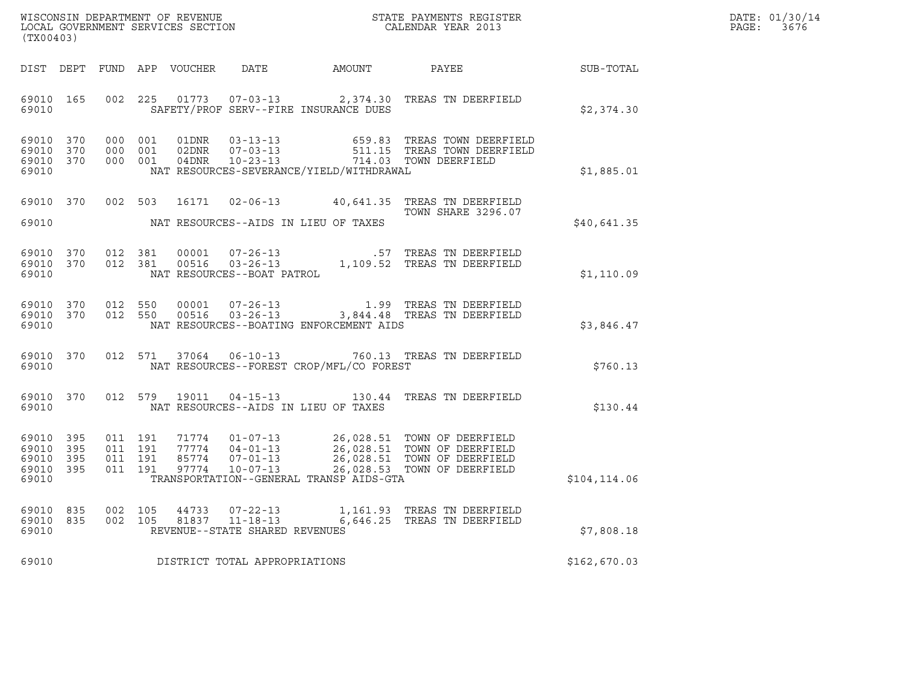WISCONSIN DEPARTMENT OF REVENUE
LOCAL GOVERNMENT SERVICES SECTION
(TX00403)

STATE PAYMENTS REGISTER
CALENDAR YEAR 2013

DATE: 01/30/14
PAGE: 3676

| DIST | DEPT | FUND | APP | VOUCHER | DATE | AMOUNT | PAYEE | SUB-TOTAL |
|---|---|---|---|---|---|---|---|---|
| 69010 | 165 | 002 | 225 | 01773 | 07-03-13 | 2,374.30 | TREAS TN DEERFIELD | |
| 69010 | | | | | SAFETY/PROF SERV--FIRE INSURANCE DUES | | | $2,374.30 |
| 69010 | 370 | 000 | 001 | 01DNR | 03-13-13 | 659.83 | TREAS TOWN DEERFIELD | |
| 69010 | 370 | 000 | 001 | 02DNR | 07-03-13 | 511.15 | TREAS TOWN DEERFIELD | |
| 69010 | 370 | 000 | 001 | 04DNR | 10-23-13 | 714.03 | TOWN DEERFIELD | |
| 69010 | | | | | NAT RESOURCES-SEVERANCE/YIELD/WITHDRAWAL | | | $1,885.01 |
| 69010 | 370 | 002 | 503 | 16171 | 02-06-13 | 40,641.35 | TREAS TN DEERFIELD TOWN SHARE 3296.07 | |
| 69010 | | | | | NAT RESOURCES--AIDS IN LIEU OF TAXES | | | $40,641.35 |
| 69010 | 370 | 012 | 381 | 00001 | 07-26-13 | .57 | TREAS TN DEERFIELD | |
| 69010 | 370 | 012 | 381 | 00516 | 03-26-13 | 1,109.52 | TREAS TN DEERFIELD | |
| 69010 | | | | | NAT RESOURCES--BOAT PATROL | | | $1,110.09 |
| 69010 | 370 | 012 | 550 | 00001 | 07-26-13 | 1.99 | TREAS TN DEERFIELD | |
| 69010 | 370 | 012 | 550 | 00516 | 03-26-13 | 3,844.48 | TREAS TN DEERFIELD | |
| 69010 | | | | | NAT RESOURCES--BOATING ENFORCEMENT AIDS | | | $3,846.47 |
| 69010 | 370 | 012 | 571 | 37064 | 06-10-13 | 760.13 | TREAS TN DEERFIELD | |
| 69010 | | | | | NAT RESOURCES--FOREST CROP/MFL/CO FOREST | | | $760.13 |
| 69010 | 370 | 012 | 579 | 19011 | 04-15-13 | 130.44 | TREAS TN DEERFIELD | |
| 69010 | | | | | NAT RESOURCES--AIDS IN LIEU OF TAXES | | | $130.44 |
| 69010 | 395 | 011 | 191 | 71774 | 01-07-13 | 26,028.51 | TOWN OF DEERFIELD | |
| 69010 | 395 | 011 | 191 | 77774 | 04-01-13 | 26,028.51 | TOWN OF DEERFIELD | |
| 69010 | 395 | 011 | 191 | 85774 | 07-01-13 | 26,028.51 | TOWN OF DEERFIELD | |
| 69010 | 395 | 011 | 191 | 97774 | 10-07-13 | 26,028.53 | TOWN OF DEERFIELD | |
| 69010 | | | | | TRANSPORTATION--GENERAL TRANSP AIDS-GTA | | | $104,114.06 |
| 69010 | 835 | 002 | 105 | 44733 | 07-22-13 | 1,161.93 | TREAS TN DEERFIELD | |
| 69010 | 835 | 002 | 105 | 81837 | 11-18-13 | 6,646.25 | TREAS TN DEERFIELD | |
| 69010 | | | | | REVENUE--STATE SHARED REVENUES | | | $7,808.18 |
| 69010 | | | | | DISTRICT TOTAL APPROPRIATIONS | | | $162,670.03 |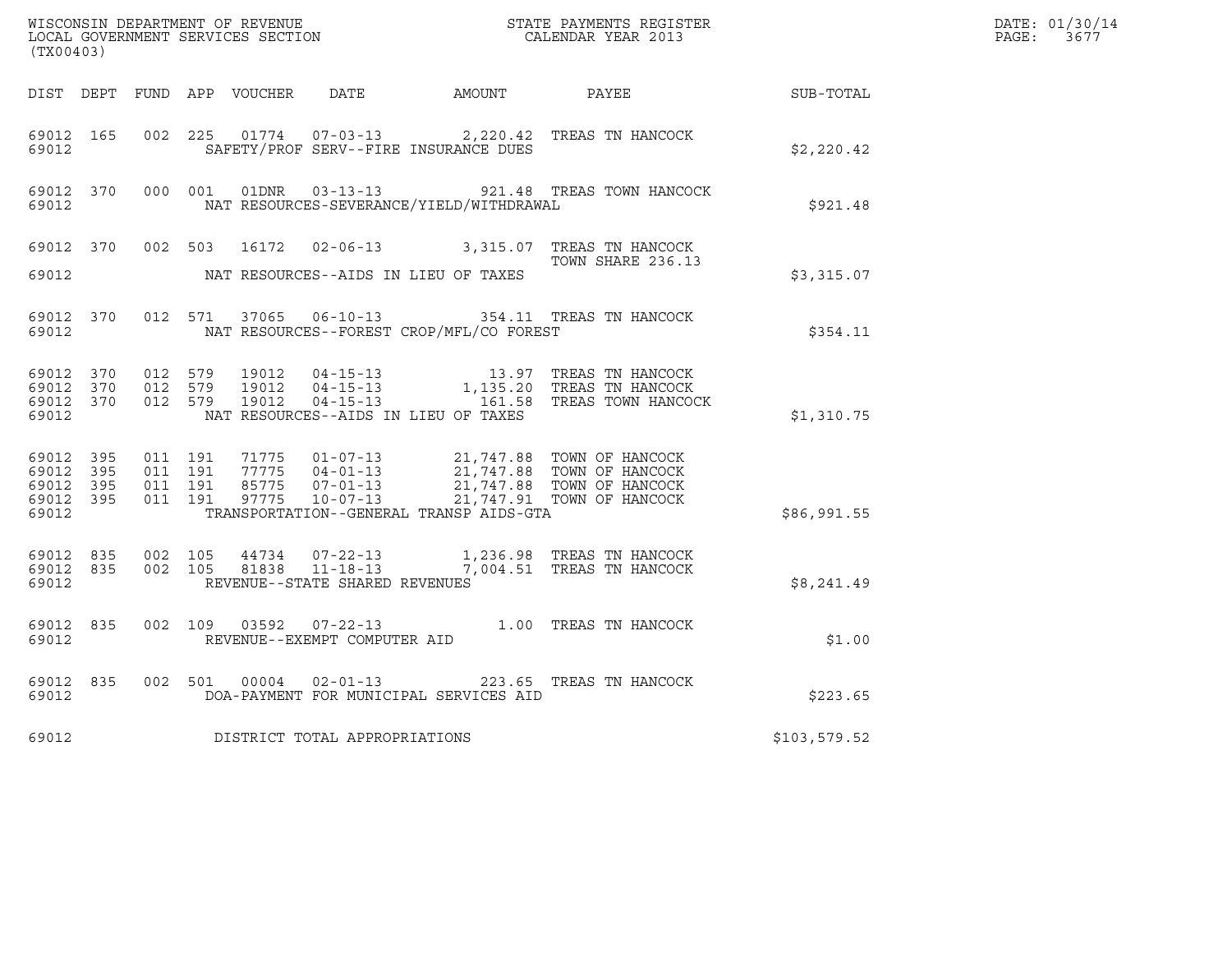WISCONSIN DEPARTMENT OF REVENUE
LOCAL GOVERNMENT SERVICES SECTION
(TX00403)

STATE PAYMENTS REGISTER
CALENDAR YEAR 2013

DATE: 01/30/14
PAGE: 3677

| DIST | DEPT | FUND | APP | VOUCHER | DATE | AMOUNT | PAYEE | SUB-TOTAL |
|---|---|---|---|---|---|---|---|---|
| 69012 | 165 | 002 | 225 | 01774 | 07-03-13 | 2,220.42 | TREAS TN HANCOCK | |
| 69012 | | | | SAFETY/PROF SERV--FIRE INSURANCE DUES | | | | $2,220.42 |
| 69012 | 370 | 000 | 001 | 01DNR | 03-13-13 | 921.48 | TREAS TOWN HANCOCK | |
| 69012 | | | | NAT RESOURCES-SEVERANCE/YIELD/WITHDRAWAL | | | | $921.48 |
| 69012 | 370 | 002 | 503 | 16172 | 02-06-13 | 3,315.07 | TREAS TN HANCOCK TOWN SHARE 236.13 | |
| 69012 | | | | NAT RESOURCES--AIDS IN LIEU OF TAXES | | | | $3,315.07 |
| 69012 | 370 | 012 | 571 | 37065 | 06-10-13 | 354.11 | TREAS TN HANCOCK | |
| 69012 | | | | NAT RESOURCES--FOREST CROP/MFL/CO FOREST | | | | $354.11 |
| 69012 | 370 | 012 | 579 | 19012 | 04-15-13 | 13.97 | TREAS TN HANCOCK | |
| 69012 | 370 | 012 | 579 | 19012 | 04-15-13 | 1,135.20 | TREAS TN HANCOCK | |
| 69012 | 370 | 012 | 579 | 19012 | 04-15-13 | 161.58 | TREAS TOWN HANCOCK | |
| 69012 | | | | NAT RESOURCES--AIDS IN LIEU OF TAXES | | | | $1,310.75 |
| 69012 | 395 | 011 | 191 | 71775 | 01-07-13 | 21,747.88 | TOWN OF HANCOCK | |
| 69012 | 395 | 011 | 191 | 77775 | 04-01-13 | 21,747.88 | TOWN OF HANCOCK | |
| 69012 | 395 | 011 | 191 | 85775 | 07-01-13 | 21,747.88 | TOWN OF HANCOCK | |
| 69012 | 395 | 011 | 191 | 97775 | 10-07-13 | 21,747.91 | TOWN OF HANCOCK | |
| 69012 | | | | TRANSPORTATION--GENERAL TRANSP AIDS-GTA | | | | $86,991.55 |
| 69012 | 835 | 002 | 105 | 44734 | 07-22-13 | 1,236.98 | TREAS TN HANCOCK | |
| 69012 | 835 | 002 | 105 | 81838 | 11-18-13 | 7,004.51 | TREAS TN HANCOCK | |
| 69012 | | | | REVENUE--STATE SHARED REVENUES | | | | $8,241.49 |
| 69012 | 835 | 002 | 109 | 03592 | 07-22-13 | 1.00 | TREAS TN HANCOCK | |
| 69012 | | | | REVENUE--EXEMPT COMPUTER AID | | | | $1.00 |
| 69012 | 835 | 002 | 501 | 00004 | 02-01-13 | 223.65 | TREAS TN HANCOCK | |
| 69012 | | | | DOA-PAYMENT FOR MUNICIPAL SERVICES AID | | | | $223.65 |
| 69012 | | | | DISTRICT TOTAL APPROPRIATIONS | | | | $103,579.52 |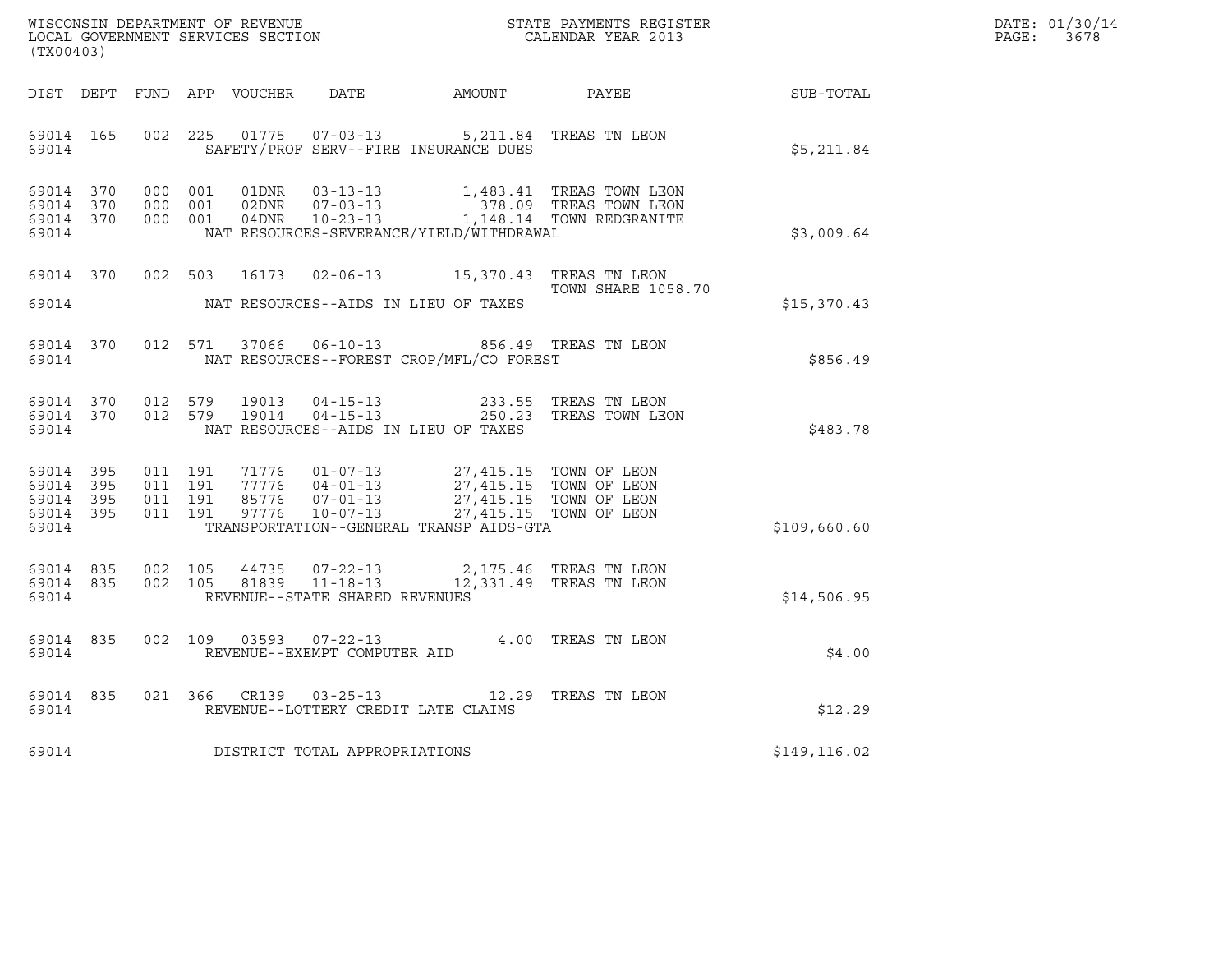WISCONSIN DEPARTMENT OF REVENUE
LOCAL GOVERNMENT SERVICES SECTION
(TX00403)

STATE PAYMENTS REGISTER
CALENDAR YEAR 2013

DATE: 01/30/14

| DIST | DEPT | FUND | APP | VOUCHER | DATE | AMOUNT | PAYEE | SUB-TOTAL |
|---|---|---|---|---|---|---|---|---|
| 69014 | 165 | 002 | 225 | 01775 | 07-03-13 | 5,211.84 | TREAS TN LEON | |
| 69014 | | | | SAFETY/PROF SERV--FIRE INSURANCE DUES | | | | $5,211.84 |
| 69014 | 370 | 000 | 001 | 01DNR | 03-13-13 | 1,483.41 | TREAS TOWN LEON | |
| 69014 | 370 | 000 | 001 | 02DNR | 07-03-13 | 378.09 | TREAS TOWN LEON | |
| 69014 | 370 | 000 | 001 | 04DNR | 10-23-13 | 1,148.14 | TOWN REDGRANITE | |
| 69014 | | | | NAT RESOURCES-SEVERANCE/YIELD/WITHDRAWAL | | | | $3,009.64 |
| 69014 | 370 | 002 | 503 | 16173 | 02-06-13 | 15,370.43 | TREAS TN LEON TOWN SHARE 1058.70 | |
| 69014 | | | | NAT RESOURCES--AIDS IN LIEU OF TAXES | | | | $15,370.43 |
| 69014 | 370 | 012 | 571 | 37066 | 06-10-13 | 856.49 | TREAS TN LEON | |
| 69014 | | | | NAT RESOURCES--FOREST CROP/MFL/CO FOREST | | | | $856.49 |
| 69014 | 370 | 012 | 579 | 19013 | 04-15-13 | 233.55 | TREAS TN LEON | |
| 69014 | 370 | 012 | 579 | 19014 | 04-15-13 | 250.23 | TREAS TOWN LEON | |
| 69014 | | | | NAT RESOURCES--AIDS IN LIEU OF TAXES | | | | $483.78 |
| 69014 | 395 | 011 | 191 | 71776 | 01-07-13 | 27,415.15 | TOWN OF LEON | |
| 69014 | 395 | 011 | 191 | 77776 | 04-01-13 | 27,415.15 | TOWN OF LEON | |
| 69014 | 395 | 011 | 191 | 85776 | 07-01-13 | 27,415.15 | TOWN OF LEON | |
| 69014 | 395 | 011 | 191 | 97776 | 10-07-13 | 27,415.15 | TOWN OF LEON | |
| 69014 | | | | TRANSPORTATION--GENERAL TRANSP AIDS-GTA | | | | $109,660.60 |
| 69014 | 835 | 002 | 105 | 44735 | 07-22-13 | 2,175.46 | TREAS TN LEON | |
| 69014 | 835 | 002 | 105 | 81839 | 11-18-13 | 12,331.49 | TREAS TN LEON | |
| 69014 | | | | REVENUE--STATE SHARED REVENUES | | | | $14,506.95 |
| 69014 | 835 | 002 | 109 | 03593 | 07-22-13 | 4.00 | TREAS TN LEON | |
| 69014 | | | | REVENUE--EXEMPT COMPUTER AID | | | | $4.00 |
| 69014 | 835 | 021 | 366 | CR139 | 03-25-13 | 12.29 | TREAS TN LEON | |
| 69014 | | | | REVENUE--LOTTERY CREDIT LATE CLAIMS | | | | $12.29 |
| 69014 | | | | DISTRICT TOTAL APPROPRIATIONS | | | | $149,116.02 |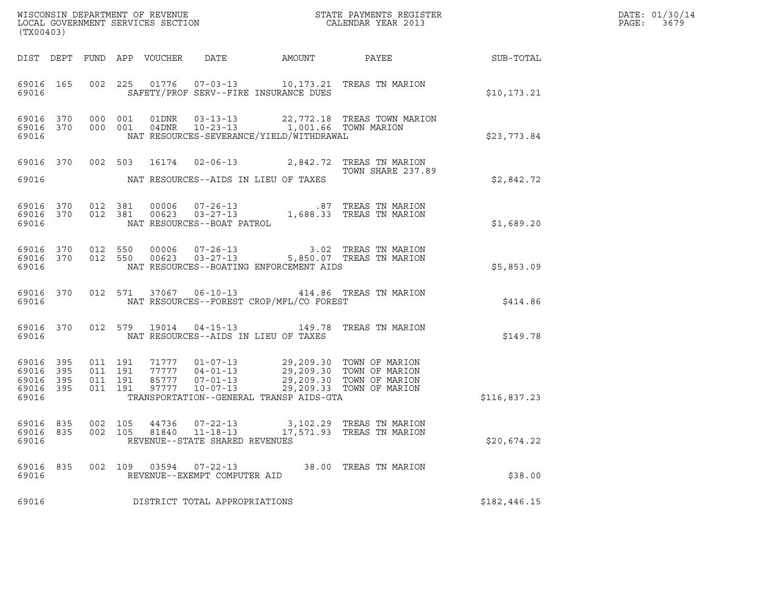WISCONSIN DEPARTMENT OF REVENUE
LOCAL GOVERNMENT SERVICES SECTION
(TX00403)

STATE PAYMENTS REGISTER
CALENDAR YEAR 2013

DATE: 01/30/14
PAGE: 3679

| DIST | DEPT | FUND | APP | VOUCHER | DATE | AMOUNT | PAYEE | SUB-TOTAL |
|---|---|---|---|---|---|---|---|---|
| 69016 | 165 | 002 | 225 | 01776 | 07-03-13 | 10,173.21 | TREAS TN MARION | |
| 69016 | | | | | SAFETY/PROF SERV--FIRE INSURANCE DUES | | | $10,173.21 |
| 69016 | 370 | 000 | 001 | 01DNR | 03-13-13 | 22,772.18 | TREAS TOWN MARION | |
| 69016 | 370 | 000 | 001 | 04DNR | 10-23-13 | 1,001.66 | TOWN MARION | |
| 69016 | | | | | NAT RESOURCES-SEVERANCE/YIELD/WITHDRAWAL | | | $23,773.84 |
| 69016 | 370 | 002 | 503 | 16174 | 02-06-13 | 2,842.72 | TREAS TN MARION TOWN SHARE 237.89 | |
| 69016 | | | | | NAT RESOURCES--AIDS IN LIEU OF TAXES | | | $2,842.72 |
| 69016 | 370 | 012 | 381 | 00006 | 07-26-13 | .87 | TREAS TN MARION | |
| 69016 | 370 | 012 | 381 | 00623 | 03-27-13 | 1,688.33 | TREAS TN MARION | |
| 69016 | | | | | NAT RESOURCES--BOAT PATROL | | | $1,689.20 |
| 69016 | 370 | 012 | 550 | 00006 | 07-26-13 | 3.02 | TREAS TN MARION | |
| 69016 | 370 | 012 | 550 | 00623 | 03-27-13 | 5,850.07 | TREAS TN MARION | |
| 69016 | | | | | NAT RESOURCES--BOATING ENFORCEMENT AIDS | | | $5,853.09 |
| 69016 | 370 | 012 | 571 | 37067 | 06-10-13 | 414.86 | TREAS TN MARION | |
| 69016 | | | | | NAT RESOURCES--FOREST CROP/MFL/CO FOREST | | | $414.86 |
| 69016 | 370 | 012 | 579 | 19014 | 04-15-13 | 149.78 | TREAS TN MARION | |
| 69016 | | | | | NAT RESOURCES--AIDS IN LIEU OF TAXES | | | $149.78 |
| 69016 | 395 | 011 | 191 | 71777 | 01-07-13 | 29,209.30 | TOWN OF MARION | |
| 69016 | 395 | 011 | 191 | 77777 | 04-01-13 | 29,209.30 | TOWN OF MARION | |
| 69016 | 395 | 011 | 191 | 85777 | 07-01-13 | 29,209.30 | TOWN OF MARION | |
| 69016 | 395 | 011 | 191 | 97777 | 10-07-13 | 29,209.33 | TOWN OF MARION | |
| 69016 | | | | | TRANSPORTATION--GENERAL TRANSP AIDS-GTA | | | $116,837.23 |
| 69016 | 835 | 002 | 105 | 44736 | 07-22-13 | 3,102.29 | TREAS TN MARION | |
| 69016 | 835 | 002 | 105 | 81840 | 11-18-13 | 17,571.93 | TREAS TN MARION | |
| 69016 | | | | | REVENUE--STATE SHARED REVENUES | | | $20,674.22 |
| 69016 | 835 | 002 | 109 | 03594 | 07-22-13 | 38.00 | TREAS TN MARION | |
| 69016 | | | | | REVENUE--EXEMPT COMPUTER AID | | | $38.00 |
| 69016 | | | | | DISTRICT TOTAL APPROPRIATIONS | | | $182,446.15 |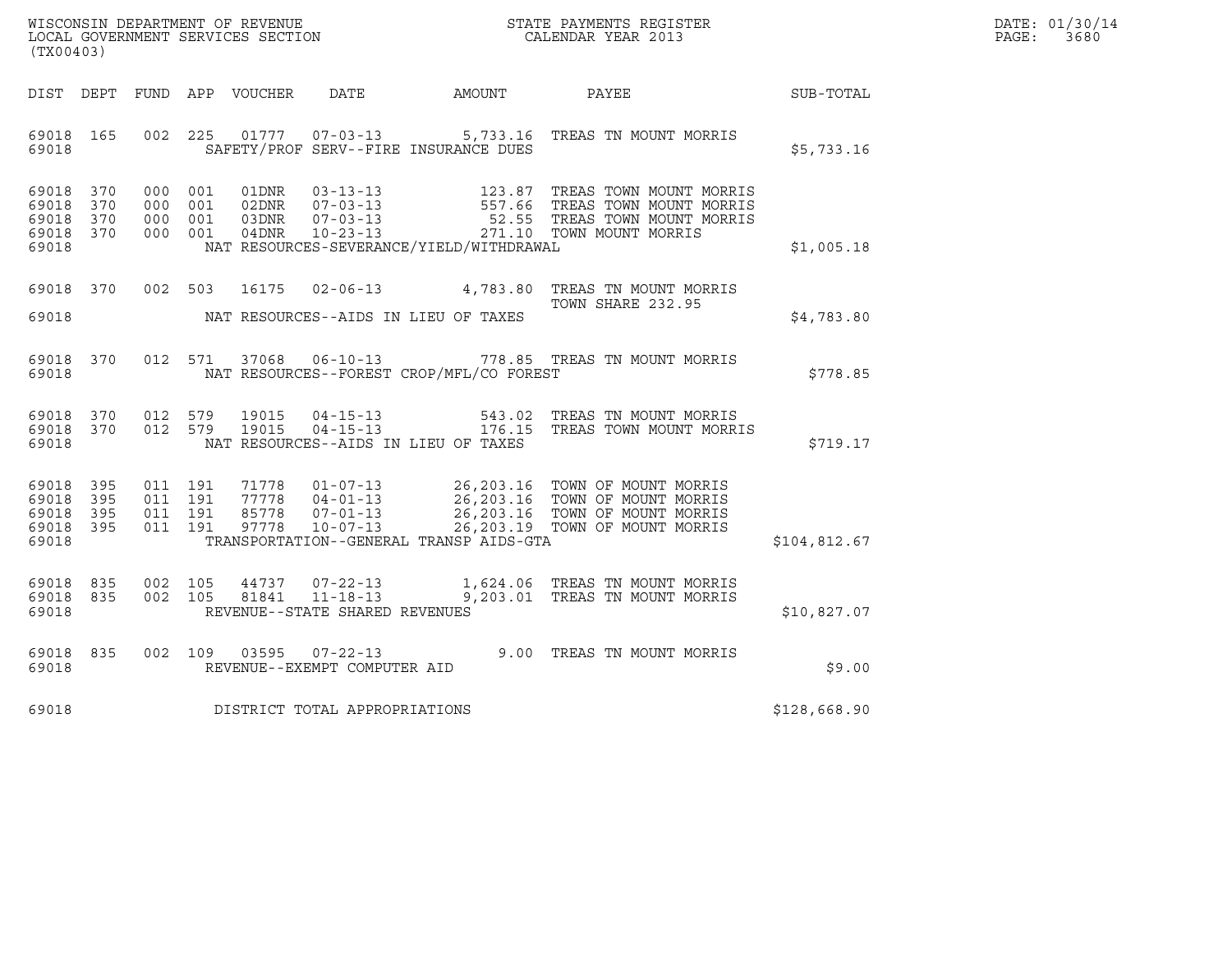WISCONSIN DEPARTMENT OF REVENUE
LOCAL GOVERNMENT SERVICES SECTION
(TX00403)

STATE PAYMENTS REGISTER
CALENDAR YEAR 2013

DATE: 01/30/14
PAGE: 3680

| DIST | DEPT | FUND | APP | VOUCHER | DATE | AMOUNT | PAYEE | SUB-TOTAL |
|---|---|---|---|---|---|---|---|---|
| 69018 | 165 | 002 | 225 | 01777 | 07-03-13 | 5,733.16 | TREAS TN MOUNT MORRIS | |
| 69018 | | | | | SAFETY/PROF SERV--FIRE INSURANCE DUES | | | $5,733.16 |
| 69018 | 370 | 000 | 001 | 01DNR | 03-13-13 | 123.87 | TREAS TOWN MOUNT MORRIS | |
| 69018 | 370 | 000 | 001 | 02DNR | 07-03-13 | 557.66 | TREAS TOWN MOUNT MORRIS | |
| 69018 | 370 | 000 | 001 | 03DNR | 07-03-13 | 52.55 | TREAS TOWN MOUNT MORRIS | |
| 69018 | 370 | 000 | 001 | 04DNR | 10-23-13 | 271.10 | TOWN MOUNT MORRIS | |
| 69018 | | | | | NAT RESOURCES-SEVERANCE/YIELD/WITHDRAWAL | | | $1,005.18 |
| 69018 | 370 | 002 | 503 | 16175 | 02-06-13 | 4,783.80 | TREAS TN MOUNT MORRIS TOWN SHARE 232.95 | |
| 69018 | | | | | NAT RESOURCES--AIDS IN LIEU OF TAXES | | | $4,783.80 |
| 69018 | 370 | 012 | 571 | 37068 | 06-10-13 | 778.85 | TREAS TN MOUNT MORRIS | |
| 69018 | | | | | NAT RESOURCES--FOREST CROP/MFL/CO FOREST | | | $778.85 |
| 69018 | 370 | 012 | 579 | 19015 | 04-15-13 | 543.02 | TREAS TN MOUNT MORRIS | |
| 69018 | 370 | 012 | 579 | 19015 | 04-15-13 | 176.15 | TREAS TOWN MOUNT MORRIS | |
| 69018 | | | | | NAT RESOURCES--AIDS IN LIEU OF TAXES | | | $719.17 |
| 69018 | 395 | 011 | 191 | 71778 | 01-07-13 | 26,203.16 | TOWN OF MOUNT MORRIS | |
| 69018 | 395 | 011 | 191 | 77778 | 04-01-13 | 26,203.16 | TOWN OF MOUNT MORRIS | |
| 69018 | 395 | 011 | 191 | 85778 | 07-01-13 | 26,203.16 | TOWN OF MOUNT MORRIS | |
| 69018 | 395 | 011 | 191 | 97778 | 10-07-13 | 26,203.19 | TOWN OF MOUNT MORRIS | |
| 69018 | | | | | TRANSPORTATION--GENERAL TRANSP AIDS-GTA | | | $104,812.67 |
| 69018 | 835 | 002 | 105 | 44737 | 07-22-13 | 1,624.06 | TREAS TN MOUNT MORRIS | |
| 69018 | 835 | 002 | 105 | 81841 | 11-18-13 | 9,203.01 | TREAS TN MOUNT MORRIS | |
| 69018 | | | | | REVENUE--STATE SHARED REVENUES | | | $10,827.07 |
| 69018 | 835 | 002 | 109 | 03595 | 07-22-13 | 9.00 | TREAS TN MOUNT MORRIS | |
| 69018 | | | | | REVENUE--EXEMPT COMPUTER AID | | | $9.00 |
| 69018 | | | | | DISTRICT TOTAL APPROPRIATIONS | | | $128,668.90 |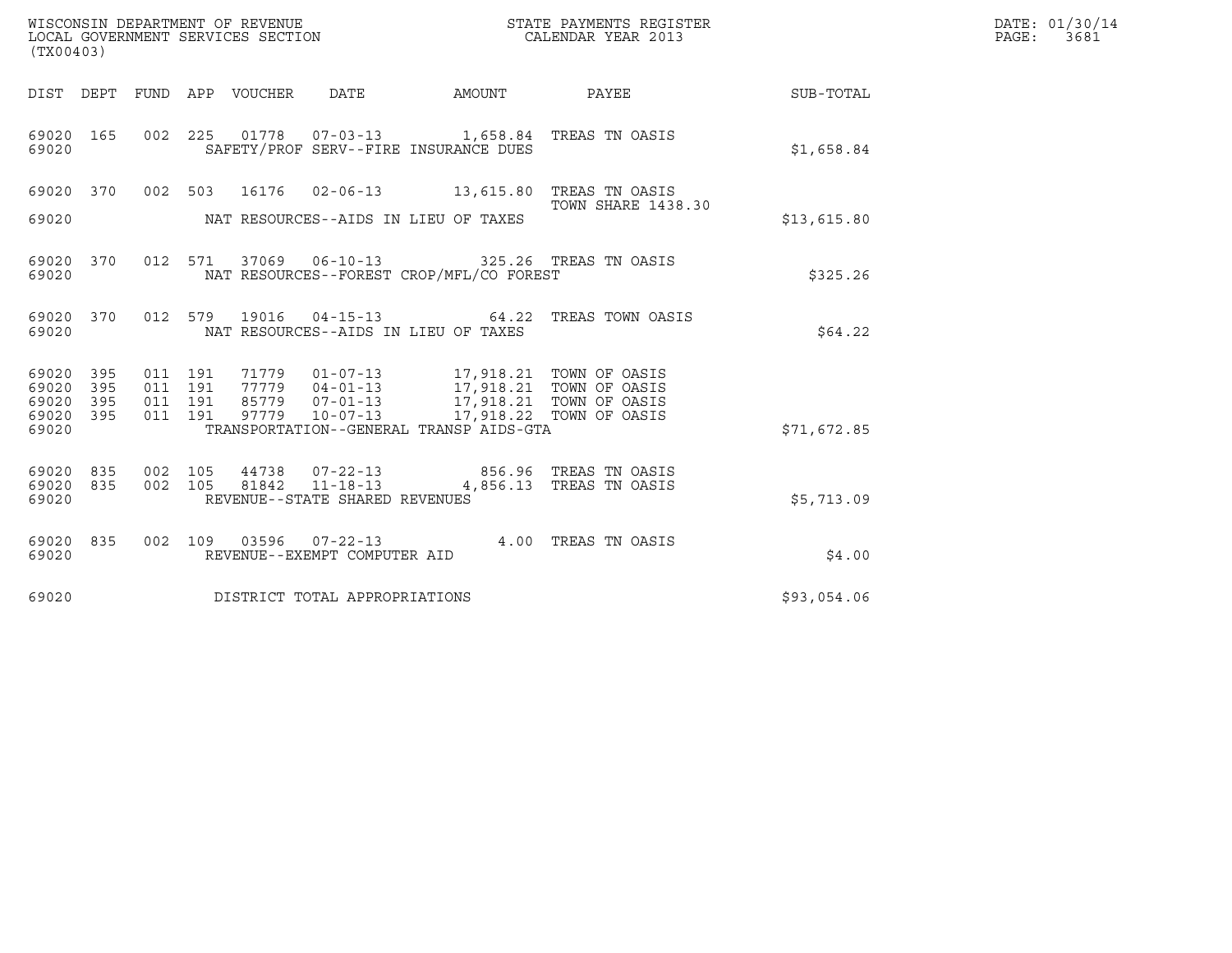WISCONSIN DEPARTMENT OF REVENUE
LOCAL GOVERNMENT SERVICES SECTION
(TX00403)

STATE PAYMENTS REGISTER
CALENDAR YEAR 2013

DATE: 01/30/14
PAGE: 3681

| DIST | DEPT | FUND | APP | VOUCHER | DATE | AMOUNT | PAYEE | SUB-TOTAL |
|---|---|---|---|---|---|---|---|---|
| 69020 | 165 | 002 | 225 | 01778 | 07-03-13 | 1,658.84 | TREAS TN OASIS | |
| 69020 | | | | SAFETY/PROF SERV--FIRE INSURANCE DUES | | | | $1,658.84 |
| 69020 | 370 | 002 | 503 | 16176 | 02-06-13 | 13,615.80 | TREAS TN OASIS TOWN SHARE 1438.30 | |
| 69020 | | | | NAT RESOURCES--AIDS IN LIEU OF TAXES | | | | $13,615.80 |
| 69020 | 370 | 012 | 571 | 37069 | 06-10-13 | 325.26 | TREAS TN OASIS | |
| 69020 | | | | NAT RESOURCES--FOREST CROP/MFL/CO FOREST | | | | $325.26 |
| 69020 | 370 | 012 | 579 | 19016 | 04-15-13 | 64.22 | TREAS TOWN OASIS | |
| 69020 | | | | NAT RESOURCES--AIDS IN LIEU OF TAXES | | | | $64.22 |
| 69020 | 395 | 011 | 191 | 71779 | 01-07-13 | 17,918.21 | TOWN OF OASIS | |
| 69020 | 395 | 011 | 191 | 77779 | 04-01-13 | 17,918.21 | TOWN OF OASIS | |
| 69020 | 395 | 011 | 191 | 85779 | 07-01-13 | 17,918.21 | TOWN OF OASIS | |
| 69020 | 395 | 011 | 191 | 97779 | 10-07-13 | 17,918.22 | TOWN OF OASIS | |
| 69020 | | | | TRANSPORTATION--GENERAL TRANSP AIDS-GTA | | | | $71,672.85 |
| 69020 | 835 | 002 | 105 | 44738 | 07-22-13 | 856.96 | TREAS TN OASIS | |
| 69020 | 835 | 002 | 105 | 81842 | 11-18-13 | 4,856.13 | TREAS TN OASIS | |
| 69020 | | | | REVENUE--STATE SHARED REVENUES | | | | $5,713.09 |
| 69020 | 835 | 002 | 109 | 03596 | 07-22-13 | 4.00 | TREAS TN OASIS | |
| 69020 | | | | REVENUE--EXEMPT COMPUTER AID | | | | $4.00 |
| 69020 | | | | DISTRICT TOTAL APPROPRIATIONS | | | | $93,054.06 |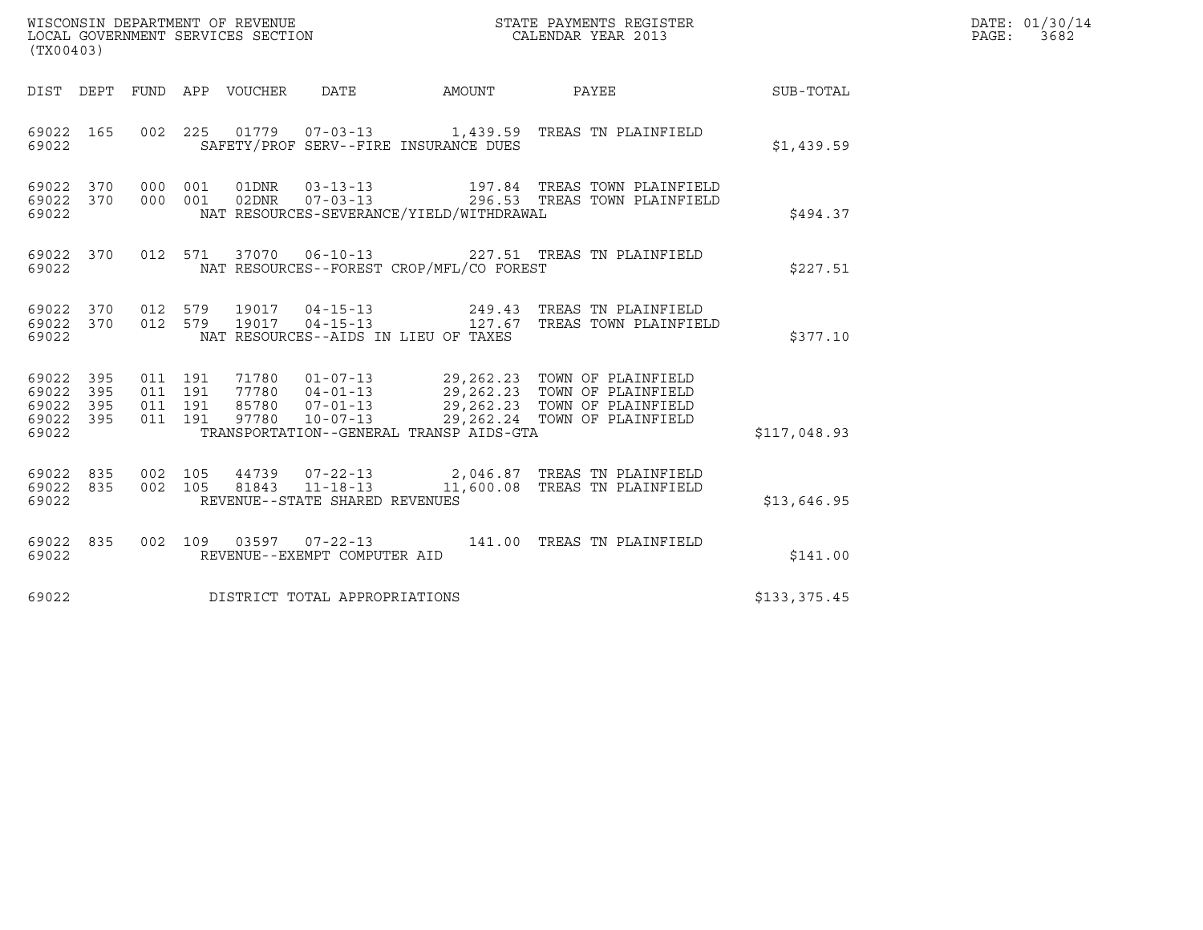WISCONSIN DEPARTMENT OF REVENUE
LOCAL GOVERNMENT SERVICES SECTION
(TX00403)

STATE PAYMENTS REGISTER
CALENDAR YEAR 2013

DATE: 01/30/14
PAGE: 3682

| DIST | DEPT | FUND | APP | VOUCHER | DATE | AMOUNT | PAYEE | SUB-TOTAL |
|---|---|---|---|---|---|---|---|---|
| 69022 | 165 | 002 | 225 | 01779 | 07-03-13 | 1,439.59 | TREAS TN PLAINFIELD | |
| 69022 | | | | SAFETY/PROF SERV--FIRE INSURANCE DUES | | | | $1,439.59 |
| 69022 | 370 | 000 | 001 | 01DNR | 03-13-13 | 197.84 | TREAS TOWN PLAINFIELD | |
| 69022 | 370 | 000 | 001 | 02DNR | 07-03-13 | 296.53 | TREAS TOWN PLAINFIELD | |
| 69022 | | | | NAT RESOURCES-SEVERANCE/YIELD/WITHDRAWAL | | | | $494.37 |
| 69022 | 370 | 012 | 571 | 37070 | 06-10-13 | 227.51 | TREAS TN PLAINFIELD | |
| 69022 | | | | NAT RESOURCES--FOREST CROP/MFL/CO FOREST | | | | $227.51 |
| 69022 | 370 | 012 | 579 | 19017 | 04-15-13 | 249.43 | TREAS TN PLAINFIELD | |
| 69022 | 370 | 012 | 579 | 19017 | 04-15-13 | 127.67 | TREAS TOWN PLAINFIELD | |
| 69022 | | | | NAT RESOURCES--AIDS IN LIEU OF TAXES | | | | $377.10 |
| 69022 | 395 | 011 | 191 | 71780 | 01-07-13 | 29,262.23 | TOWN OF PLAINFIELD | |
| 69022 | 395 | 011 | 191 | 77780 | 04-01-13 | 29,262.23 | TOWN OF PLAINFIELD | |
| 69022 | 395 | 011 | 191 | 85780 | 07-01-13 | 29,262.23 | TOWN OF PLAINFIELD | |
| 69022 | 395 | 011 | 191 | 97780 | 10-07-13 | 29,262.24 | TOWN OF PLAINFIELD | |
| 69022 | | | | TRANSPORTATION--GENERAL TRANSP AIDS-GTA | | | | $117,048.93 |
| 69022 | 835 | 002 | 105 | 44739 | 07-22-13 | 2,046.87 | TREAS TN PLAINFIELD | |
| 69022 | 835 | 002 | 105 | 81843 | 11-18-13 | 11,600.08 | TREAS TN PLAINFIELD | |
| 69022 | | | | REVENUE--STATE SHARED REVENUES | | | | $13,646.95 |
| 69022 | 835 | 002 | 109 | 03597 | 07-22-13 | 141.00 | TREAS TN PLAINFIELD | |
| 69022 | | | | REVENUE--EXEMPT COMPUTER AID | | | | $141.00 |
| 69022 | | | | DISTRICT TOTAL APPROPRIATIONS | | | | $133,375.45 |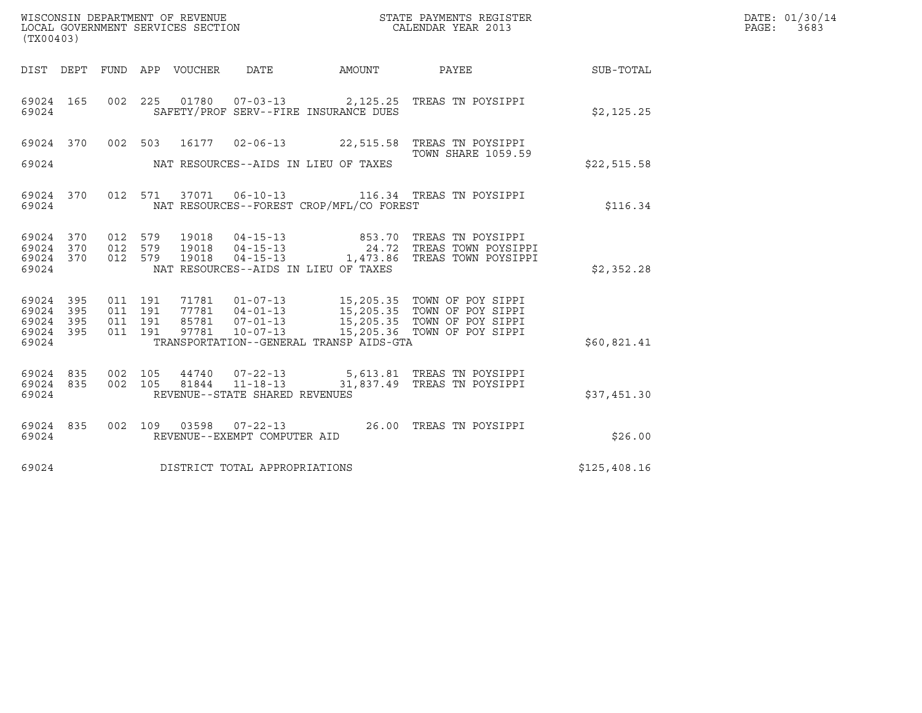WISCONSIN DEPARTMENT OF REVENUE
LOCAL GOVERNMENT SERVICES SECTION
(TX00403)

STATE PAYMENTS REGISTER
CALENDAR YEAR 2013

DATE: 01/30/14
PAGE: 3683

| DIST | DEPT | FUND | APP | VOUCHER | DATE | AMOUNT | PAYEE | SUB-TOTAL |
|---|---|---|---|---|---|---|---|---|
| 69024 | 165 | 002 | 225 | 01780 | 07-03-13 | 2,125.25 | TREAS TN POYSIPPI | |
| 69024 | | | | | SAFETY/PROF SERV--FIRE INSURANCE DUES | | | $2,125.25 |
| 69024 | 370 | 002 | 503 | 16177 | 02-06-13 | 22,515.58 | TREAS TN POYSIPPI TOWN SHARE 1059.59 | |
| 69024 | | | | | NAT RESOURCES--AIDS IN LIEU OF TAXES | | | $22,515.58 |
| 69024 | 370 | 012 | 571 | 37071 | 06-10-13 | 116.34 | TREAS TN POYSIPPI | |
| 69024 | | | | | NAT RESOURCES--FOREST CROP/MFL/CO FOREST | | | $116.34 |
| 69024 | 370 | 012 | 579 | 19018 | 04-15-13 | 853.70 | TREAS TN POYSIPPI | |
| 69024 | 370 | 012 | 579 | 19018 | 04-15-13 | 24.72 | TREAS TOWN POYSIPPI | |
| 69024 | 370 | 012 | 579 | 19018 | 04-15-13 | 1,473.86 | TREAS TOWN POYSIPPI | |
| 69024 | | | | | NAT RESOURCES--AIDS IN LIEU OF TAXES | | | $2,352.28 |
| 69024 | 395 | 011 | 191 | 71781 | 01-07-13 | 15,205.35 | TOWN OF POY SIPPI | |
| 69024 | 395 | 011 | 191 | 77781 | 04-01-13 | 15,205.35 | TOWN OF POY SIPPI | |
| 69024 | 395 | 011 | 191 | 85781 | 07-01-13 | 15,205.35 | TOWN OF POY SIPPI | |
| 69024 | 395 | 011 | 191 | 97781 | 10-07-13 | 15,205.36 | TOWN OF POY SIPPI | |
| 69024 | | | | | TRANSPORTATION--GENERAL TRANSP AIDS-GTA | | | $60,821.41 |
| 69024 | 835 | 002 | 105 | 44740 | 07-22-13 | 5,613.81 | TREAS TN POYSIPPI | |
| 69024 | 835 | 002 | 105 | 81844 | 11-18-13 | 31,837.49 | TREAS TN POYSIPPI | |
| 69024 | | | | | REVENUE--STATE SHARED REVENUES | | | $37,451.30 |
| 69024 | 835 | 002 | 109 | 03598 | 07-22-13 | 26.00 | TREAS TN POYSIPPI | |
| 69024 | | | | | REVENUE--EXEMPT COMPUTER AID | | | $26.00 |
| 69024 | | | | | DISTRICT TOTAL APPROPRIATIONS | | | $125,408.16 |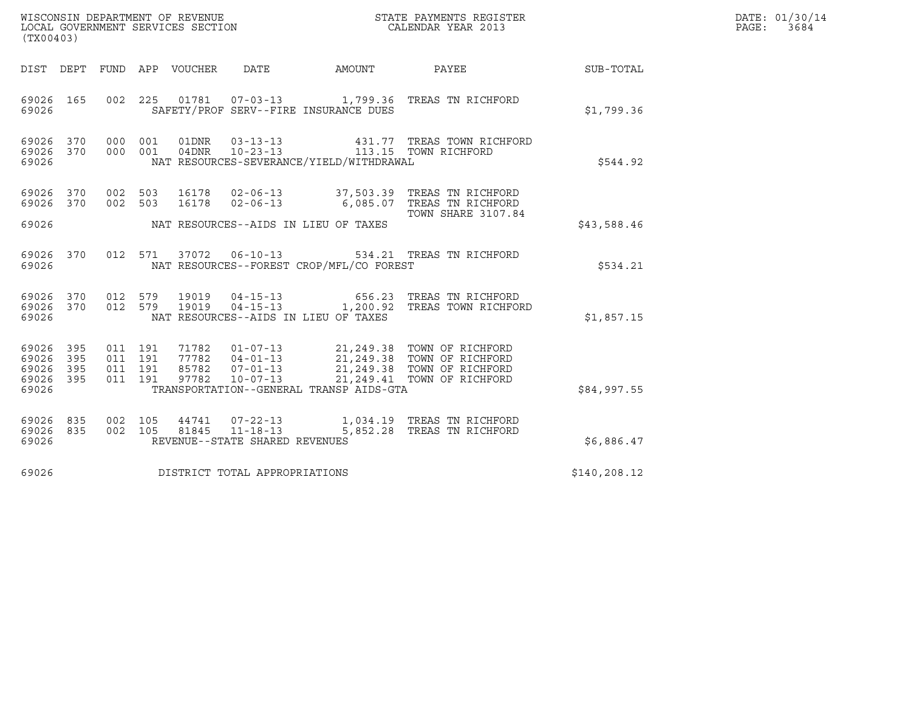WISCONSIN DEPARTMENT OF REVENUE
LOCAL GOVERNMENT SERVICES SECTION
(TX00403)

STATE PAYMENTS REGISTER
CALENDAR YEAR 2013

DATE: 01/30/14
PAGE: 3684

| DIST | DEPT | FUND | APP | VOUCHER | DATE | AMOUNT | PAYEE | SUB-TOTAL |
|---|---|---|---|---|---|---|---|---|
| 69026 | 165 | 002 | 225 | 01781 | 07-03-13 | 1,799.36 | TREAS TN RICHFORD | |
| 69026 | | | | | SAFETY/PROF SERV--FIRE INSURANCE DUES | | | $1,799.36 |
| 69026 | 370 | 000 | 001 | 01DNR | 03-13-13 | 431.77 | TREAS TOWN RICHFORD | |
| 69026 | 370 | 000 | 001 | 04DNR | 10-23-13 | 113.15 | TOWN RICHFORD | |
| 69026 | | | | | NAT RESOURCES-SEVERANCE/YIELD/WITHDRAWAL | | | $544.92 |
| 69026 | 370 | 002 | 503 | 16178 | 02-06-13 | 37,503.39 | TREAS TN RICHFORD | |
| 69026 | 370 | 002 | 503 | 16178 | 02-06-13 | 6,085.07 | TREAS TN RICHFORD TOWN SHARE 3107.84 | |
| 69026 | | | | | NAT RESOURCES--AIDS IN LIEU OF TAXES | | | $43,588.46 |
| 69026 | 370 | 012 | 571 | 37072 | 06-10-13 | 534.21 | TREAS TN RICHFORD | |
| 69026 | | | | | NAT RESOURCES--FOREST CROP/MFL/CO FOREST | | | $534.21 |
| 69026 | 370 | 012 | 579 | 19019 | 04-15-13 | 656.23 | TREAS TN RICHFORD | |
| 69026 | 370 | 012 | 579 | 19019 | 04-15-13 | 1,200.92 | TREAS TOWN RICHFORD | |
| 69026 | | | | | NAT RESOURCES--AIDS IN LIEU OF TAXES | | | $1,857.15 |
| 69026 | 395 | 011 | 191 | 71782 | 01-07-13 | 21,249.38 | TOWN OF RICHFORD | |
| 69026 | 395 | 011 | 191 | 77782 | 04-01-13 | 21,249.38 | TOWN OF RICHFORD | |
| 69026 | 395 | 011 | 191 | 85782 | 07-01-13 | 21,249.38 | TOWN OF RICHFORD | |
| 69026 | 395 | 011 | 191 | 97782 | 10-07-13 | 21,249.41 | TOWN OF RICHFORD | |
| 69026 | | | | | TRANSPORTATION--GENERAL TRANSP AIDS-GTA | | | $84,997.55 |
| 69026 | 835 | 002 | 105 | 44741 | 07-22-13 | 1,034.19 | TREAS TN RICHFORD | |
| 69026 | 835 | 002 | 105 | 81845 | 11-18-13 | 5,852.28 | TREAS TN RICHFORD | |
| 69026 | | | | | REVENUE--STATE SHARED REVENUES | | | $6,886.47 |
| 69026 | | | | | DISTRICT TOTAL APPROPRIATIONS | | | $140,208.12 |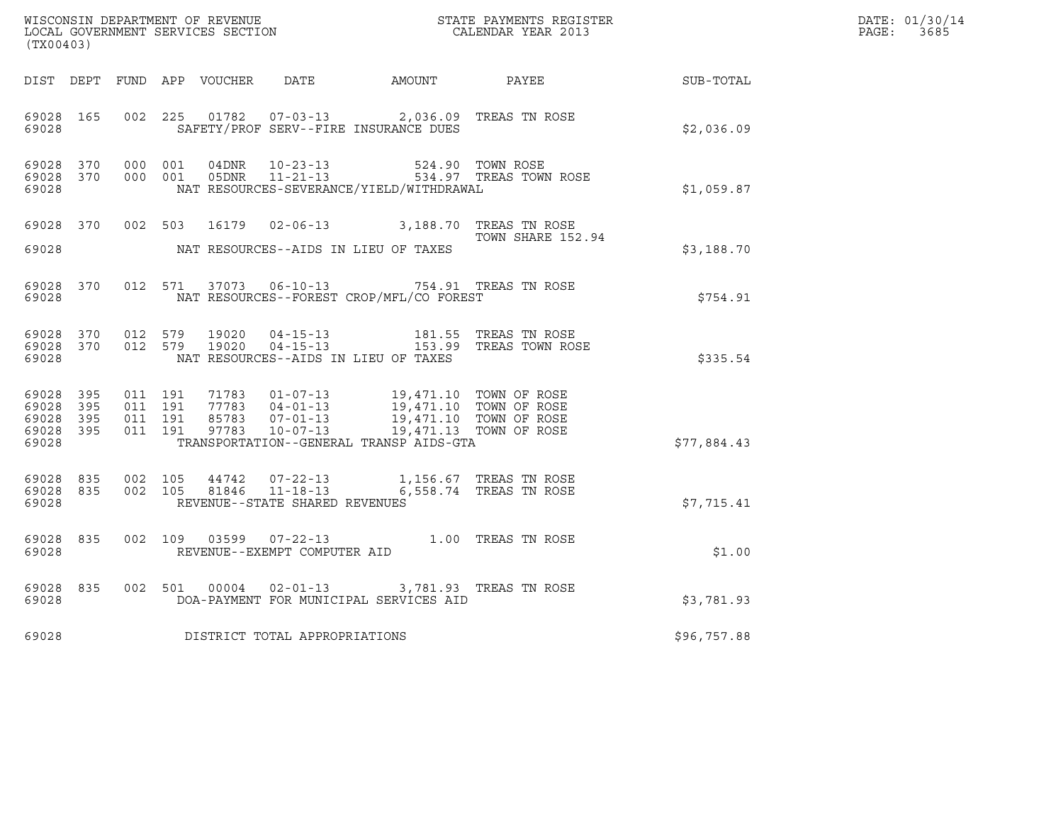WISCONSIN DEPARTMENT OF REVENUE
LOCAL GOVERNMENT SERVICES SECTION
(TX00403)

STATE PAYMENTS REGISTER
CALENDAR YEAR 2013

DATE: 01/30/14
PAGE: 3685

| DIST | DEPT | FUND | APP | VOUCHER | DATE | AMOUNT | PAYEE | SUB-TOTAL |
|---|---|---|---|---|---|---|---|---|
| 69028 | 165 | 002 | 225 | 01782 | 07-03-13 | 2,036.09 | TREAS TN ROSE | |
| 69028 | | | | SAFETY/PROF SERV--FIRE INSURANCE DUES | | | | $2,036.09 |
| 69028 | 370 | 000 | 001 | 04DNR | 10-23-13 | 524.90 | TOWN ROSE | |
| 69028 | 370 | 000 | 001 | 05DNR | 11-21-13 | 534.97 | TREAS TOWN ROSE | |
| 69028 | | | | NAT RESOURCES-SEVERANCE/YIELD/WITHDRAWAL | | | | $1,059.87 |
| 69028 | 370 | 002 | 503 | 16179 | 02-06-13 | 3,188.70 | TREAS TN ROSE TOWN SHARE 152.94 | |
| 69028 | | | | NAT RESOURCES--AIDS IN LIEU OF TAXES | | | | $3,188.70 |
| 69028 | 370 | 012 | 571 | 37073 | 06-10-13 | 754.91 | TREAS TN ROSE | |
| 69028 | | | | NAT RESOURCES--FOREST CROP/MFL/CO FOREST | | | | $754.91 |
| 69028 | 370 | 012 | 579 | 19020 | 04-15-13 | 181.55 | TREAS TN ROSE | |
| 69028 | 370 | 012 | 579 | 19020 | 04-15-13 | 153.99 | TREAS TOWN ROSE | |
| 69028 | | | | NAT RESOURCES--AIDS IN LIEU OF TAXES | | | | $335.54 |
| 69028 | 395 | 011 | 191 | 71783 | 01-07-13 | 19,471.10 | TOWN OF ROSE | |
| 69028 | 395 | 011 | 191 | 77783 | 04-01-13 | 19,471.10 | TOWN OF ROSE | |
| 69028 | 395 | 011 | 191 | 85783 | 07-01-13 | 19,471.10 | TOWN OF ROSE | |
| 69028 | 395 | 011 | 191 | 97783 | 10-07-13 | 19,471.13 | TOWN OF ROSE | |
| 69028 | | | | TRANSPORTATION--GENERAL TRANSP AIDS-GTA | | | | $77,884.43 |
| 69028 | 835 | 002 | 105 | 44742 | 07-22-13 | 1,156.67 | TREAS TN ROSE | |
| 69028 | 835 | 002 | 105 | 81846 | 11-18-13 | 6,558.74 | TREAS TN ROSE | |
| 69028 | | | | REVENUE--STATE SHARED REVENUES | | | | $7,715.41 |
| 69028 | 835 | 002 | 109 | 03599 | 07-22-13 | 1.00 | TREAS TN ROSE | |
| 69028 | | | | REVENUE--EXEMPT COMPUTER AID | | | | $1.00 |
| 69028 | 835 | 002 | 501 | 00004 | 02-01-13 | 3,781.93 | TREAS TN ROSE | |
| 69028 | | | | DOA-PAYMENT FOR MUNICIPAL SERVICES AID | | | | $3,781.93 |
| 69028 | | | | DISTRICT TOTAL APPROPRIATIONS | | | | $96,757.88 |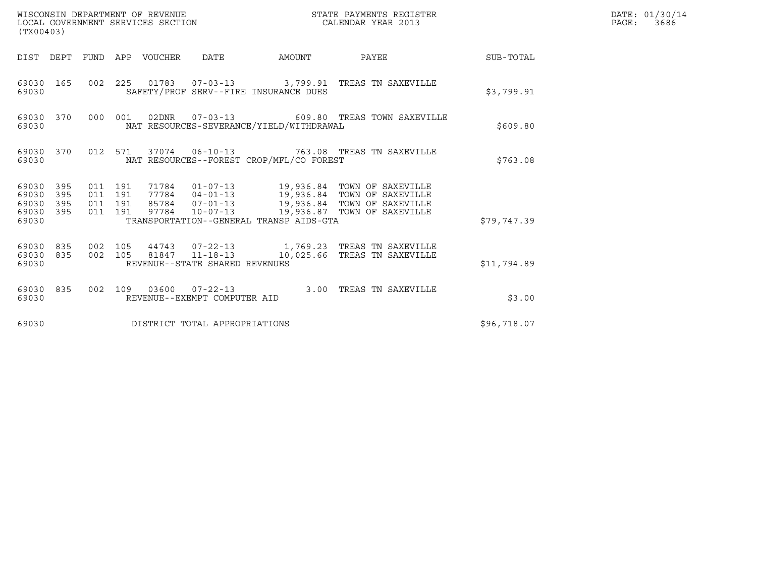WISCONSIN DEPARTMENT OF REVENUE
LOCAL GOVERNMENT SERVICES SECTION
(TX00403)

STATE PAYMENTS REGISTER
CALENDAR YEAR 2013

DATE: 01/30/14
PAGE: 3686

| DIST | DEPT | FUND | APP | VOUCHER | DATE | AMOUNT | PAYEE | SUB-TOTAL |
|---|---|---|---|---|---|---|---|---|
| 69030 | 165 | 002 | 225 | 01783 | 07-03-13 | 3,799.91 | TREAS TN SAXEVILLE | |
| 69030 | | | | SAFETY/PROF SERV--FIRE INSURANCE DUES | | | | $3,799.91 |
| 69030 | 370 | 000 | 001 | 02DNR | 07-03-13 | 609.80 | TREAS TOWN SAXEVILLE | |
| 69030 | | | | NAT RESOURCES-SEVERANCE/YIELD/WITHDRAWAL | | | | $609.80 |
| 69030 | 370 | 012 | 571 | 37074 | 06-10-13 | 763.08 | TREAS TN SAXEVILLE | |
| 69030 | | | | NAT RESOURCES--FOREST CROP/MFL/CO FOREST | | | | $763.08 |
| 69030 | 395 | 011 | 191 | 71784 | 01-07-13 | 19,936.84 | TOWN OF SAXEVILLE | |
| 69030 | 395 | 011 | 191 | 77784 | 04-01-13 | 19,936.84 | TOWN OF SAXEVILLE | |
| 69030 | 395 | 011 | 191 | 85784 | 07-01-13 | 19,936.84 | TOWN OF SAXEVILLE | |
| 69030 | 395 | 011 | 191 | 97784 | 10-07-13 | 19,936.87 | TOWN OF SAXEVILLE | |
| 69030 | | | | TRANSPORTATION--GENERAL TRANSP AIDS-GTA | | | | $79,747.39 |
| 69030 | 835 | 002 | 105 | 44743 | 07-22-13 | 1,769.23 | TREAS TN SAXEVILLE | |
| 69030 | 835 | 002 | 105 | 81847 | 11-18-13 | 10,025.66 | TREAS TN SAXEVILLE | |
| 69030 | | | | REVENUE--STATE SHARED REVENUES | | | | $11,794.89 |
| 69030 | 835 | 002 | 109 | 03600 | 07-22-13 | 3.00 | TREAS TN SAXEVILLE | |
| 69030 | | | | REVENUE--EXEMPT COMPUTER AID | | | | $3.00 |
| 69030 | | | | DISTRICT TOTAL APPROPRIATIONS | | | | $96,718.07 |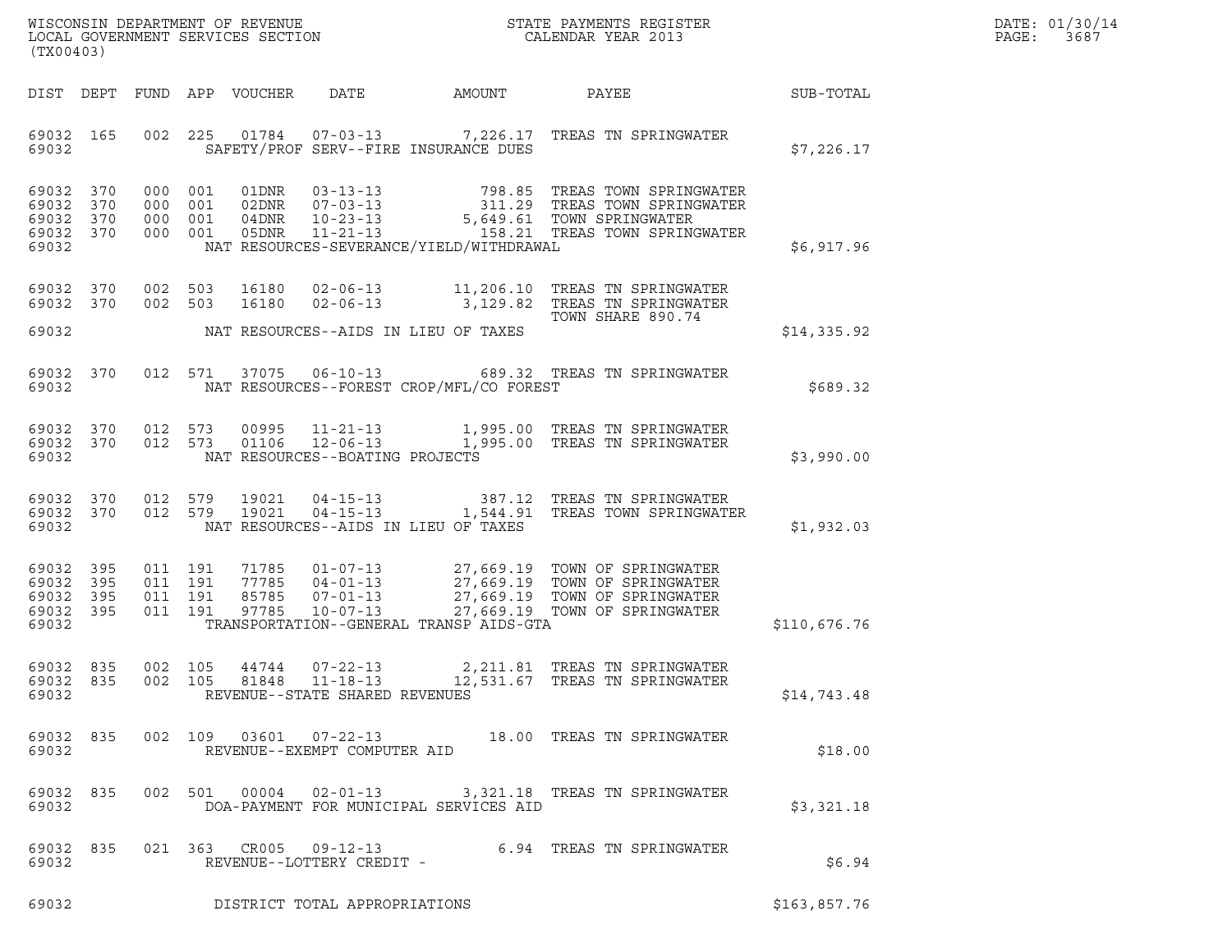WISCONSIN DEPARTMENT OF REVENUE
LOCAL GOVERNMENT SERVICES SECTION
(TX00403)

STATE PAYMENTS REGISTER
CALENDAR YEAR 2013

DATE: 01/30/14
PAGE: 3687

| DIST | DEPT | FUND | APP | VOUCHER | DATE | AMOUNT | PAYEE | SUB-TOTAL |
|---|---|---|---|---|---|---|---|---|
| 69032 | 165 | 002 | 225 | 01784 | 07-03-13 | 7,226.17 | TREAS TN SPRINGWATER | |
| 69032 | | | | SAFETY/PROF SERV--FIRE INSURANCE DUES | | | | $7,226.17 |
| 69032 | 370 | 000 | 001 | 01DNR | 03-13-13 | 798.85 | TREAS TOWN SPRINGWATER | |
| 69032 | 370 | 000 | 001 | 02DNR | 07-03-13 | 311.29 | TREAS TOWN SPRINGWATER | |
| 69032 | 370 | 000 | 001 | 04DNR | 10-23-13 | 5,649.61 | TOWN SPRINGWATER | |
| 69032 | 370 | 000 | 001 | 05DNR | 11-21-13 | 158.21 | TREAS TOWN SPRINGWATER | |
| 69032 | | | | NAT RESOURCES-SEVERANCE/YIELD/WITHDRAWAL | | | | $6,917.96 |
| 69032 | 370 | 002 | 503 | 16180 | 02-06-13 | 11,206.10 | TREAS TN SPRINGWATER | |
| 69032 | 370 | 002 | 503 | 16180 | 02-06-13 | 3,129.82 | TREAS TN SPRINGWATER TOWN SHARE 890.74 | |
| 69032 | | | | NAT RESOURCES--AIDS IN LIEU OF TAXES | | | | $14,335.92 |
| 69032 | 370 | 012 | 571 | 37075 | 06-10-13 | 689.32 | TREAS TN SPRINGWATER | |
| 69032 | | | | NAT RESOURCES--FOREST CROP/MFL/CO FOREST | | | | $689.32 |
| 69032 | 370 | 012 | 573 | 00995 | 11-21-13 | 1,995.00 | TREAS TN SPRINGWATER | |
| 69032 | 370 | 012 | 573 | 01106 | 12-06-13 | 1,995.00 | TREAS TN SPRINGWATER | |
| 69032 | | | | NAT RESOURCES--BOATING PROJECTS | | | | $3,990.00 |
| 69032 | 370 | 012 | 579 | 19021 | 04-15-13 | 387.12 | TREAS TN SPRINGWATER | |
| 69032 | 370 | 012 | 579 | 19021 | 04-15-13 | 1,544.91 | TREAS TOWN SPRINGWATER | |
| 69032 | | | | NAT RESOURCES--AIDS IN LIEU OF TAXES | | | | $1,932.03 |
| 69032 | 395 | 011 | 191 | 71785 | 01-07-13 | 27,669.19 | TOWN OF SPRINGWATER | |
| 69032 | 395 | 011 | 191 | 77785 | 04-01-13 | 27,669.19 | TOWN OF SPRINGWATER | |
| 69032 | 395 | 011 | 191 | 85785 | 07-01-13 | 27,669.19 | TOWN OF SPRINGWATER | |
| 69032 | 395 | 011 | 191 | 97785 | 10-07-13 | 27,669.19 | TOWN OF SPRINGWATER | |
| 69032 | | | | TRANSPORTATION--GENERAL TRANSP AIDS-GTA | | | | $110,676.76 |
| 69032 | 835 | 002 | 105 | 44744 | 07-22-13 | 2,211.81 | TREAS TN SPRINGWATER | |
| 69032 | 835 | 002 | 105 | 81848 | 11-18-13 | 12,531.67 | TREAS TN SPRINGWATER | |
| 69032 | | | | REVENUE--STATE SHARED REVENUES | | | | $14,743.48 |
| 69032 | 835 | 002 | 109 | 03601 | 07-22-13 | 18.00 | TREAS TN SPRINGWATER | |
| 69032 | | | | REVENUE--EXEMPT COMPUTER AID | | | | $18.00 |
| 69032 | 835 | 002 | 501 | 00004 | 02-01-13 | 3,321.18 | TREAS TN SPRINGWATER | |
| 69032 | | | | DOA-PAYMENT FOR MUNICIPAL SERVICES AID | | | | $3,321.18 |
| 69032 | 835 | 021 | 363 | CR005 | 09-12-13 | 6.94 | TREAS TN SPRINGWATER | |
| 69032 | | | | REVENUE--LOTTERY CREDIT - | | | | $6.94 |
| 69032 | | | | DISTRICT TOTAL APPROPRIATIONS | | | | $163,857.76 |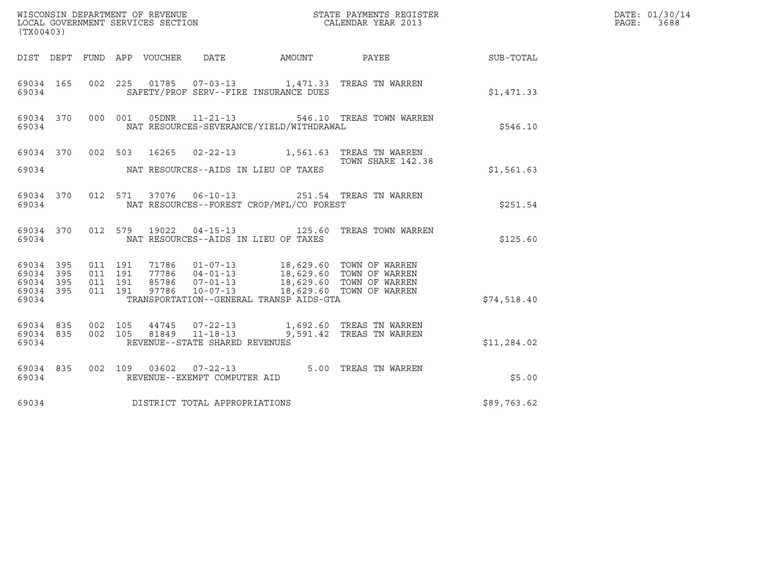WISCONSIN DEPARTMENT OF REVENUE
LOCAL GOVERNMENT SERVICES SECTION
(TX00403)

STATE PAYMENTS REGISTER
CALENDAR YEAR 2013

DATE: 01/30/14
PAGE: 3688

| DIST | DEPT | FUND | APP | VOUCHER | DATE | AMOUNT | PAYEE | SUB-TOTAL |
|---|---|---|---|---|---|---|---|---|
| 69034 | 165 | 002 | 225 | 01785 | 07-03-13 | 1,471.33 | TREAS TN WARREN | |
| 69034 | | | | SAFETY/PROF SERV--FIRE INSURANCE DUES | | | | $1,471.33 |
| 69034 | 370 | 000 | 001 | 05DNR | 11-21-13 | 546.10 | TREAS TOWN WARREN | |
| 69034 | | | | NAT RESOURCES-SEVERANCE/YIELD/WITHDRAWAL | | | | $546.10 |
| 69034 | 370 | 002 | 503 | 16265 | 02-22-13 | 1,561.63 | TREAS TN WARREN TOWN SHARE 142.38 | |
| 69034 | | | | NAT RESOURCES--AIDS IN LIEU OF TAXES | | | | $1,561.63 |
| 69034 | 370 | 012 | 571 | 37076 | 06-10-13 | 251.54 | TREAS TN WARREN | |
| 69034 | | | | NAT RESOURCES--FOREST CROP/MFL/CO FOREST | | | | $251.54 |
| 69034 | 370 | 012 | 579 | 19022 | 04-15-13 | 125.60 | TREAS TOWN WARREN | |
| 69034 | | | | NAT RESOURCES--AIDS IN LIEU OF TAXES | | | | $125.60 |
| 69034 | 395 | 011 | 191 | 71786 | 01-07-13 | 18,629.60 | TOWN OF WARREN | |
| 69034 | 395 | 011 | 191 | 77786 | 04-01-13 | 18,629.60 | TOWN OF WARREN | |
| 69034 | 395 | 011 | 191 | 85786 | 07-01-13 | 18,629.60 | TOWN OF WARREN | |
| 69034 | 395 | 011 | 191 | 97786 | 10-07-13 | 18,629.60 | TOWN OF WARREN | |
| 69034 | | | | TRANSPORTATION--GENERAL TRANSP AIDS-GTA | | | | $74,518.40 |
| 69034 | 835 | 002 | 105 | 44745 | 07-22-13 | 1,692.60 | TREAS TN WARREN | |
| 69034 | 835 | 002 | 105 | 81849 | 11-18-13 | 9,591.42 | TREAS TN WARREN | |
| 69034 | | | | REVENUE--STATE SHARED REVENUES | | | | $11,284.02 |
| 69034 | 835 | 002 | 109 | 03602 | 07-22-13 | 5.00 | TREAS TN WARREN | |
| 69034 | | | | REVENUE--EXEMPT COMPUTER AID | | | | $5.00 |
| 69034 | | | | DISTRICT TOTAL APPROPRIATIONS | | | | $89,763.62 |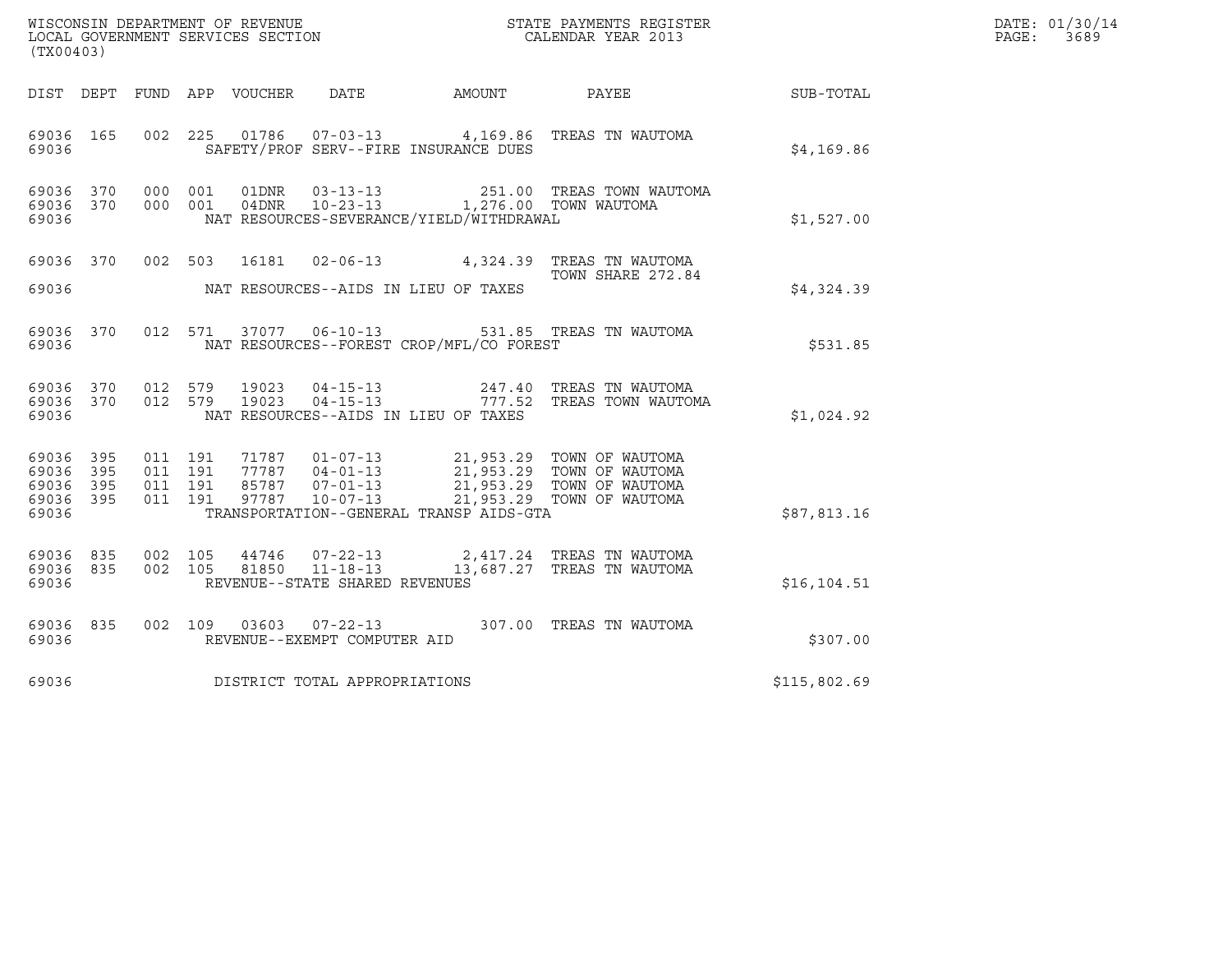WISCONSIN DEPARTMENT OF REVENUE
LOCAL GOVERNMENT SERVICES SECTION
(TX00403)

STATE PAYMENTS REGISTER
CALENDAR YEAR 2013

DATE: 01/30/14
PAGE: 3689

| DIST | DEPT | FUND | APP | VOUCHER | DATE | AMOUNT | PAYEE | SUB-TOTAL |
|---|---|---|---|---|---|---|---|---|
| 69036 | 165 | 002 | 225 | 01786 | 07-03-13 | 4,169.86 | TREAS TN WAUTOMA | |
| 69036 | | | | SAFETY/PROF SERV--FIRE INSURANCE DUES | | | | $4,169.86 |
| 69036 | 370 | 000 | 001 | 01DNR | 03-13-13 | 251.00 | TREAS TOWN WAUTOMA | |
| 69036 | 370 | 000 | 001 | 04DNR | 10-23-13 | 1,276.00 | TOWN WAUTOMA | |
| 69036 | | | | NAT RESOURCES-SEVERANCE/YIELD/WITHDRAWAL | | | | $1,527.00 |
| 69036 | 370 | 002 | 503 | 16181 | 02-06-13 | 4,324.39 | TREAS TN WAUTOMA TOWN SHARE 272.84 | |
| 69036 | | | | NAT RESOURCES--AIDS IN LIEU OF TAXES | | | | $4,324.39 |
| 69036 | 370 | 012 | 571 | 37077 | 06-10-13 | 531.85 | TREAS TN WAUTOMA | |
| 69036 | | | | NAT RESOURCES--FOREST CROP/MFL/CO FOREST | | | | $531.85 |
| 69036 | 370 | 012 | 579 | 19023 | 04-15-13 | 247.40 | TREAS TN WAUTOMA | |
| 69036 | 370 | 012 | 579 | 19023 | 04-15-13 | 777.52 | TREAS TOWN WAUTOMA | |
| 69036 | | | | NAT RESOURCES--AIDS IN LIEU OF TAXES | | | | $1,024.92 |
| 69036 | 395 | 011 | 191 | 71787 | 01-07-13 | 21,953.29 | TOWN OF WAUTOMA | |
| 69036 | 395 | 011 | 191 | 77787 | 04-01-13 | 21,953.29 | TOWN OF WAUTOMA | |
| 69036 | 395 | 011 | 191 | 85787 | 07-01-13 | 21,953.29 | TOWN OF WAUTOMA | |
| 69036 | 395 | 011 | 191 | 97787 | 10-07-13 | 21,953.29 | TOWN OF WAUTOMA | |
| 69036 | | | | TRANSPORTATION--GENERAL TRANSP AIDS-GTA | | | | $87,813.16 |
| 69036 | 835 | 002 | 105 | 44746 | 07-22-13 | 2,417.24 | TREAS TN WAUTOMA | |
| 69036 | 835 | 002 | 105 | 81850 | 11-18-13 | 13,687.27 | TREAS TN WAUTOMA | |
| 69036 | | | | REVENUE--STATE SHARED REVENUES | | | | $16,104.51 |
| 69036 | 835 | 002 | 109 | 03603 | 07-22-13 | 307.00 | TREAS TN WAUTOMA | |
| 69036 | | | | REVENUE--EXEMPT COMPUTER AID | | | | $307.00 |
| 69036 | | | | DISTRICT TOTAL APPROPRIATIONS | | | | $115,802.69 |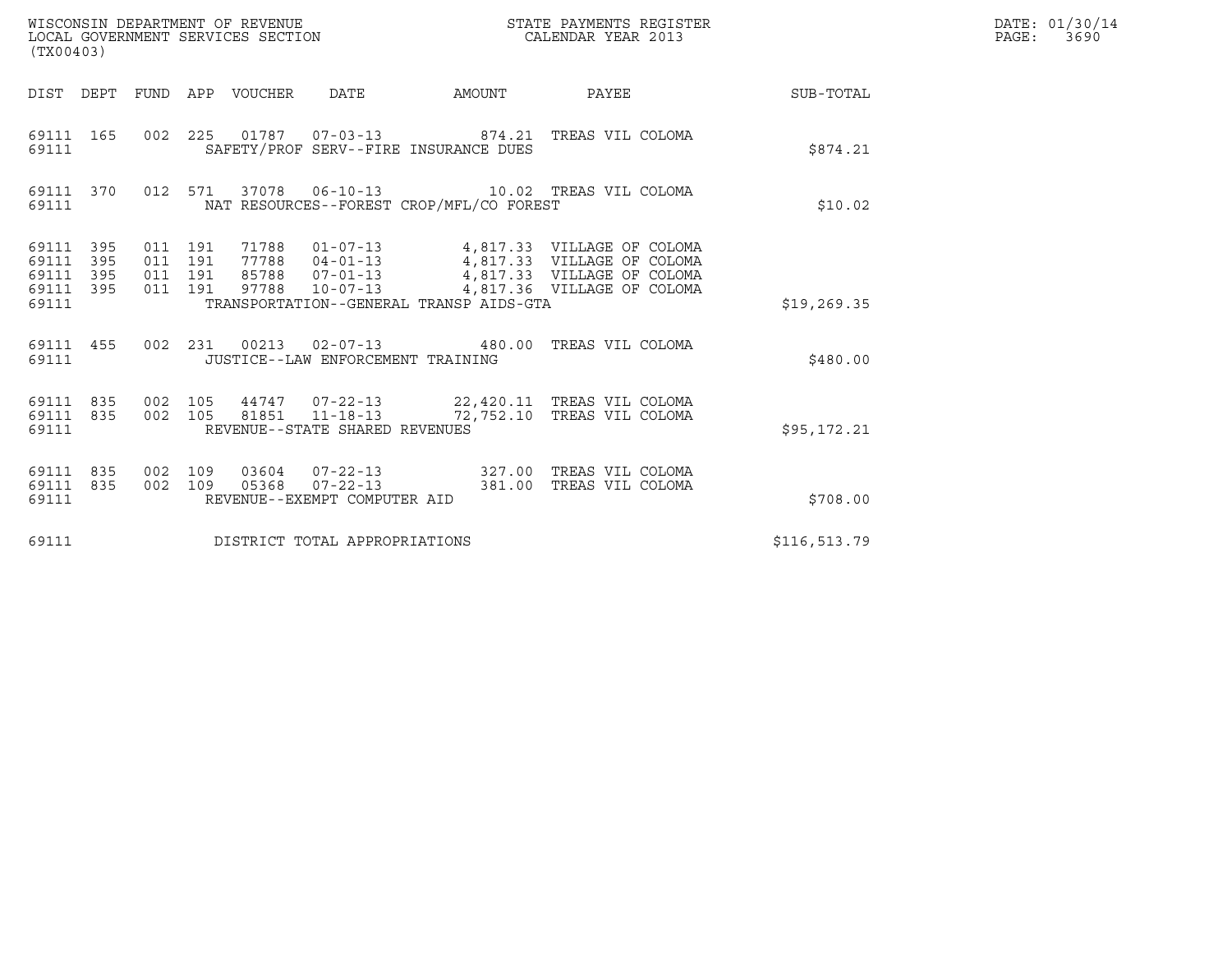WISCONSIN DEPARTMENT OF REVENUE
LOCAL GOVERNMENT SERVICES SECTION
(TX00403)

STATE PAYMENTS REGISTER
CALENDAR YEAR 2013

DATE: 01/30/14
PAGE: 3690

| DIST | DEPT | FUND | APP | VOUCHER | DATE | AMOUNT | PAYEE | SUB-TOTAL |
|---|---|---|---|---|---|---|---|---|
| 69111 | 165 | 002 | 225 | 01787 | 07-03-13 | 874.21 | TREAS VIL COLOMA | |
| 69111 | | | | SAFETY/PROF SERV--FIRE INSURANCE DUES | | | | $874.21 |
| 69111 | 370 | 012 | 571 | 37078 | 06-10-13 | 10.02 | TREAS VIL COLOMA | |
| 69111 | | | | NAT RESOURCES--FOREST CROP/MFL/CO FOREST | | | | $10.02 |
| 69111 | 395 | 011 | 191 | 71788 | 01-07-13 | 4,817.33 | VILLAGE OF COLOMA | |
| 69111 | 395 | 011 | 191 | 77788 | 04-01-13 | 4,817.33 | VILLAGE OF COLOMA | |
| 69111 | 395 | 011 | 191 | 85788 | 07-01-13 | 4,817.33 | VILLAGE OF COLOMA | |
| 69111 | 395 | 011 | 191 | 97788 | 10-07-13 | 4,817.36 | VILLAGE OF COLOMA | |
| 69111 | | | | TRANSPORTATION--GENERAL TRANSP AIDS-GTA | | | | $19,269.35 |
| 69111 | 455 | 002 | 231 | 00213 | 02-07-13 | 480.00 | TREAS VIL COLOMA | |
| 69111 | | | | JUSTICE--LAW ENFORCEMENT TRAINING | | | | $480.00 |
| 69111 | 835 | 002 | 105 | 44747 | 07-22-13 | 22,420.11 | TREAS VIL COLOMA | |
| 69111 | 835 | 002 | 105 | 81851 | 11-18-13 | 72,752.10 | TREAS VIL COLOMA | |
| 69111 | | | | REVENUE--STATE SHARED REVENUES | | | | $95,172.21 |
| 69111 | 835 | 002 | 109 | 03604 | 07-22-13 | 327.00 | TREAS VIL COLOMA | |
| 69111 | 835 | 002 | 109 | 05368 | 07-22-13 | 381.00 | TREAS VIL COLOMA | |
| 69111 | | | | REVENUE--EXEMPT COMPUTER AID | | | | $708.00 |
| 69111 | | | | DISTRICT TOTAL APPROPRIATIONS | | | | $116,513.79 |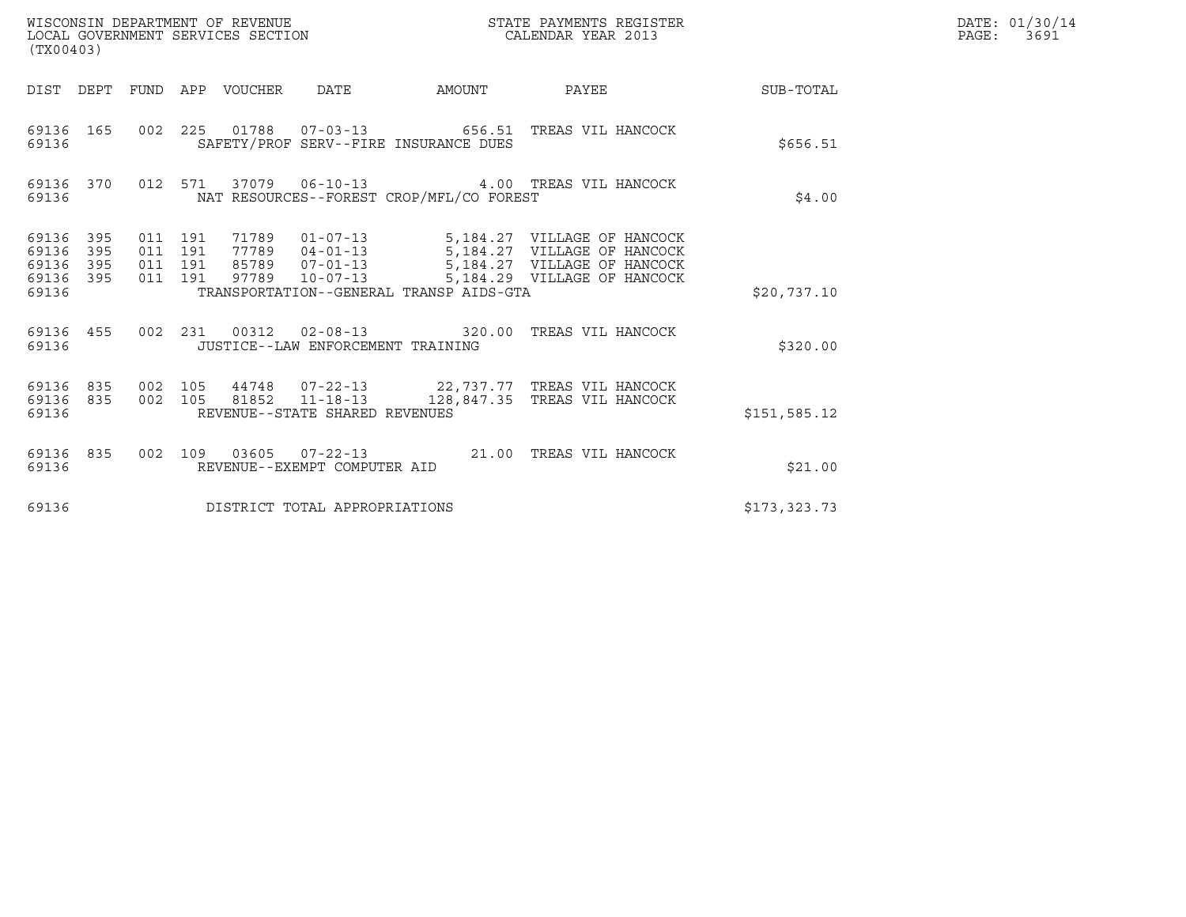| DIST | DEPT | FUND | APP | VOUCHER | DATE | AMOUNT | PAYEE | SUB-TOTAL |
|---|---|---|---|---|---|---|---|---|
| 69136 | 165 | 002 | 225 | 01788 | 07-03-13 | 656.51 | TREAS VIL HANCOCK | |
| 69136 | | | | SAFETY/PROF SERV--FIRE INSURANCE DUES | | | | $656.51 |
| 69136 | 370 | 012 | 571 | 37079 | 06-10-13 | 4.00 | TREAS VIL HANCOCK | |
| 69136 | | | | NAT RESOURCES--FOREST CROP/MFL/CO FOREST | | | | $4.00 |
| 69136 | 395 | 011 | 191 | 71789 | 01-07-13 | 5,184.27 | VILLAGE OF HANCOCK | |
| 69136 | 395 | 011 | 191 | 77789 | 04-01-13 | 5,184.27 | VILLAGE OF HANCOCK | |
| 69136 | 395 | 011 | 191 | 85789 | 07-01-13 | 5,184.27 | VILLAGE OF HANCOCK | |
| 69136 | 395 | 011 | 191 | 97789 | 10-07-13 | 5,184.29 | VILLAGE OF HANCOCK | |
| 69136 | | | | TRANSPORTATION--GENERAL TRANSP AIDS-GTA | | | | $20,737.10 |
| 69136 | 455 | 002 | 231 | 00312 | 02-08-13 | 320.00 | TREAS VIL HANCOCK | |
| 69136 | | | | JUSTICE--LAW ENFORCEMENT TRAINING | | | | $320.00 |
| 69136 | 835 | 002 | 105 | 44748 | 07-22-13 | 22,737.77 | TREAS VIL HANCOCK | |
| 69136 | 835 | 002 | 105 | 81852 | 11-18-13 | 128,847.35 | TREAS VIL HANCOCK | |
| 69136 | | | | REVENUE--STATE SHARED REVENUES | | | | $151,585.12 |
| 69136 | 835 | 002 | 109 | 03605 | 07-22-13 | 21.00 | TREAS VIL HANCOCK | |
| 69136 | | | | REVENUE--EXEMPT COMPUTER AID | | | | $21.00 |
| 69136 | | | | DISTRICT TOTAL APPROPRIATIONS | | | | $173,323.73 |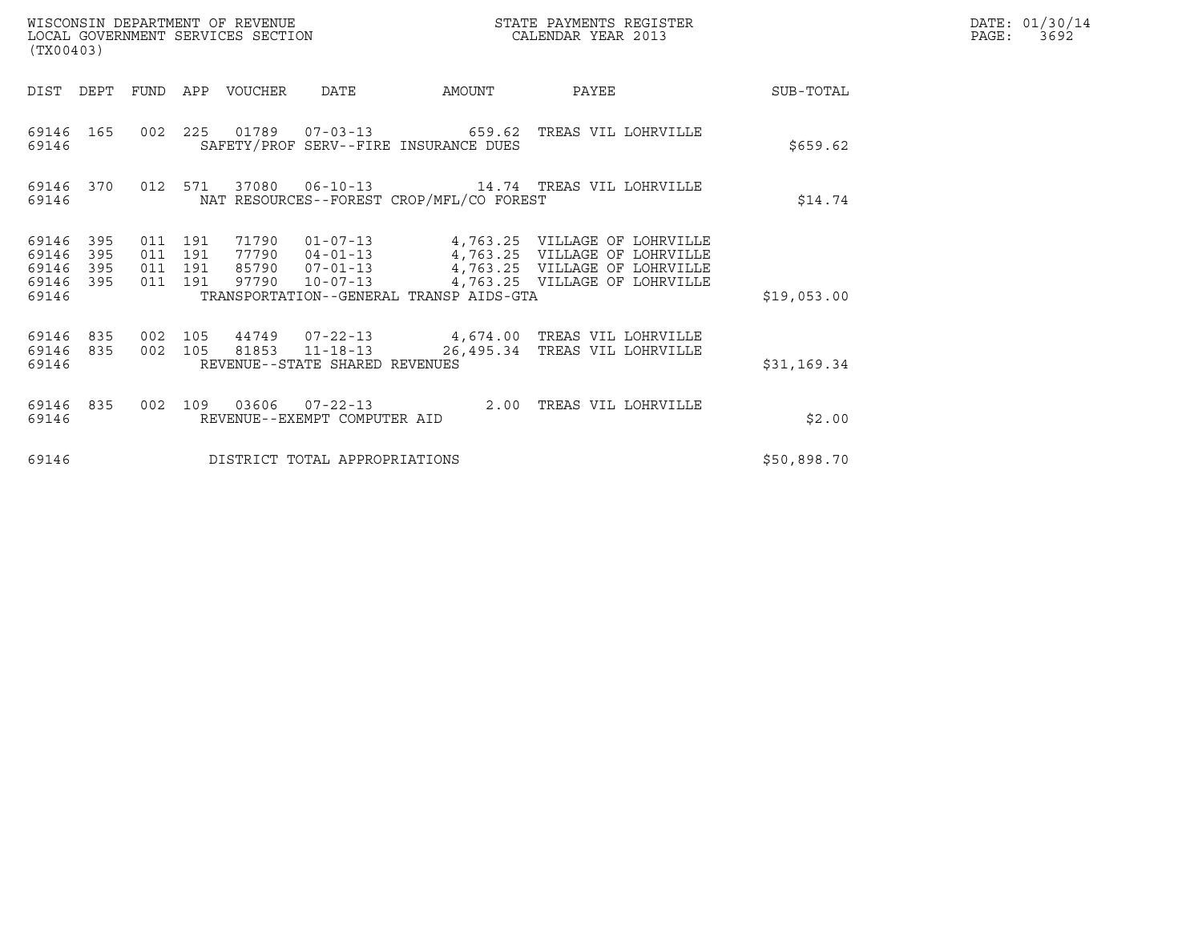WISCONSIN DEPARTMENT OF REVENUE
LOCAL GOVERNMENT SERVICES SECTION
(TX00403)

STATE PAYMENTS REGISTER
CALENDAR YEAR 2013

DATE: 01/30/14
PAGE: 3692

| DIST | DEPT | FUND | APP | VOUCHER | DATE | AMOUNT | PAYEE | SUB-TOTAL |
|---|---|---|---|---|---|---|---|---|
| 69146 | 165 | 002 | 225 | 01789 | 07-03-13 | 659.62 | TREAS VIL LOHRVILLE | |
| 69146 | | | | | SAFETY/PROF SERV--FIRE INSURANCE DUES | | | $659.62 |
| 69146 | 370 | 012 | 571 | 37080 | 06-10-13 | 14.74 | TREAS VIL LOHRVILLE | |
| 69146 | | | | | NAT RESOURCES--FOREST CROP/MFL/CO FOREST | | | $14.74 |
| 69146 | 395 | 011 | 191 | 71790 | 01-07-13 | 4,763.25 | VILLAGE OF LOHRVILLE | |
| 69146 | 395 | 011 | 191 | 77790 | 04-01-13 | 4,763.25 | VILLAGE OF LOHRVILLE | |
| 69146 | 395 | 011 | 191 | 85790 | 07-01-13 | 4,763.25 | VILLAGE OF LOHRVILLE | |
| 69146 | 395 | 011 | 191 | 97790 | 10-07-13 | 4,763.25 | VILLAGE OF LOHRVILLE | |
| 69146 | | | | | TRANSPORTATION--GENERAL TRANSP AIDS-GTA | | | $19,053.00 |
| 69146 | 835 | 002 | 105 | 44749 | 07-22-13 | 4,674.00 | TREAS VIL LOHRVILLE | |
| 69146 | 835 | 002 | 105 | 81853 | 11-18-13 | 26,495.34 | TREAS VIL LOHRVILLE | |
| 69146 | | | | | REVENUE--STATE SHARED REVENUES | | | $31,169.34 |
| 69146 | 835 | 002 | 109 | 03606 | 07-22-13 | 2.00 | TREAS VIL LOHRVILLE | |
| 69146 | | | | | REVENUE--EXEMPT COMPUTER AID | | | $2.00 |
| 69146 | | | | | DISTRICT TOTAL APPROPRIATIONS | | | $50,898.70 |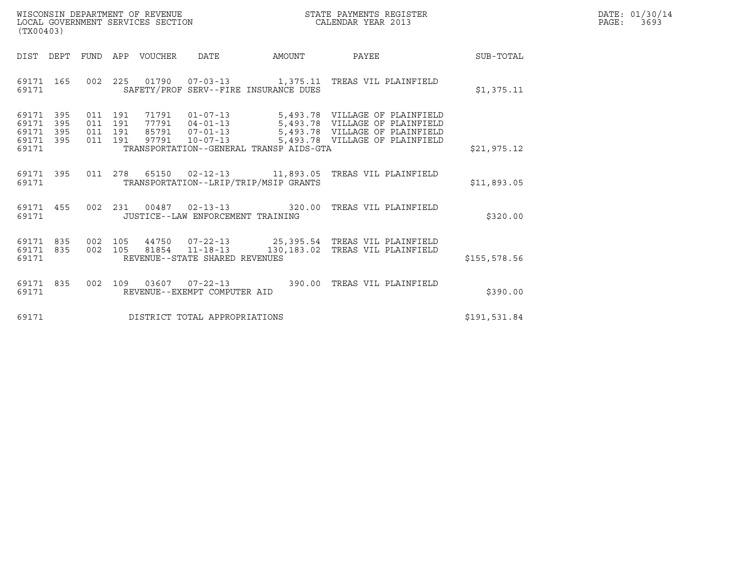WISCONSIN DEPARTMENT OF REVENUE
LOCAL GOVERNMENT SERVICES SECTION
(TX00403)

STATE PAYMENTS REGISTER
CALENDAR YEAR 2013

DATE: 01/30/14
PAGE: 3693

| DIST | DEPT | FUND | APP | VOUCHER | DATE | AMOUNT | PAYEE | SUB-TOTAL |
|---|---|---|---|---|---|---|---|---|
| 69171 | 165 | 002 | 225 | 01790 | 07-03-13 | 1,375.11 | TREAS VIL PLAINFIELD | |
| 69171 | | | | SAFETY/PROF SERV--FIRE INSURANCE DUES | | | | $1,375.11 |
| 69171 | 395 | 011 | 191 | 71791 | 01-07-13 | 5,493.78 | VILLAGE OF PLAINFIELD | |
| 69171 | 395 | 011 | 191 | 77791 | 04-01-13 | 5,493.78 | VILLAGE OF PLAINFIELD | |
| 69171 | 395 | 011 | 191 | 85791 | 07-01-13 | 5,493.78 | VILLAGE OF PLAINFIELD | |
| 69171 | 395 | 011 | 191 | 97791 | 10-07-13 | 5,493.78 | VILLAGE OF PLAINFIELD | |
| 69171 | | | | TRANSPORTATION--GENERAL TRANSP AIDS-GTA | | | | $21,975.12 |
| 69171 | 395 | 011 | 278 | 65150 | 02-12-13 | 11,893.05 | TREAS VIL PLAINFIELD | |
| 69171 | | | | TRANSPORTATION--LRIP/TRIP/MSIP GRANTS | | | | $11,893.05 |
| 69171 | 455 | 002 | 231 | 00487 | 02-13-13 | 320.00 | TREAS VIL PLAINFIELD | |
| 69171 | | | | JUSTICE--LAW ENFORCEMENT TRAINING | | | | $320.00 |
| 69171 | 835 | 002 | 105 | 44750 | 07-22-13 | 25,395.54 | TREAS VIL PLAINFIELD | |
| 69171 | 835 | 002 | 105 | 81854 | 11-18-13 | 130,183.02 | TREAS VIL PLAINFIELD | |
| 69171 | | | | REVENUE--STATE SHARED REVENUES | | | | $155,578.56 |
| 69171 | 835 | 002 | 109 | 03607 | 07-22-13 | 390.00 | TREAS VIL PLAINFIELD | |
| 69171 | | | | REVENUE--EXEMPT COMPUTER AID | | | | $390.00 |
| 69171 | | | | DISTRICT TOTAL APPROPRIATIONS | | | | $191,531.84 |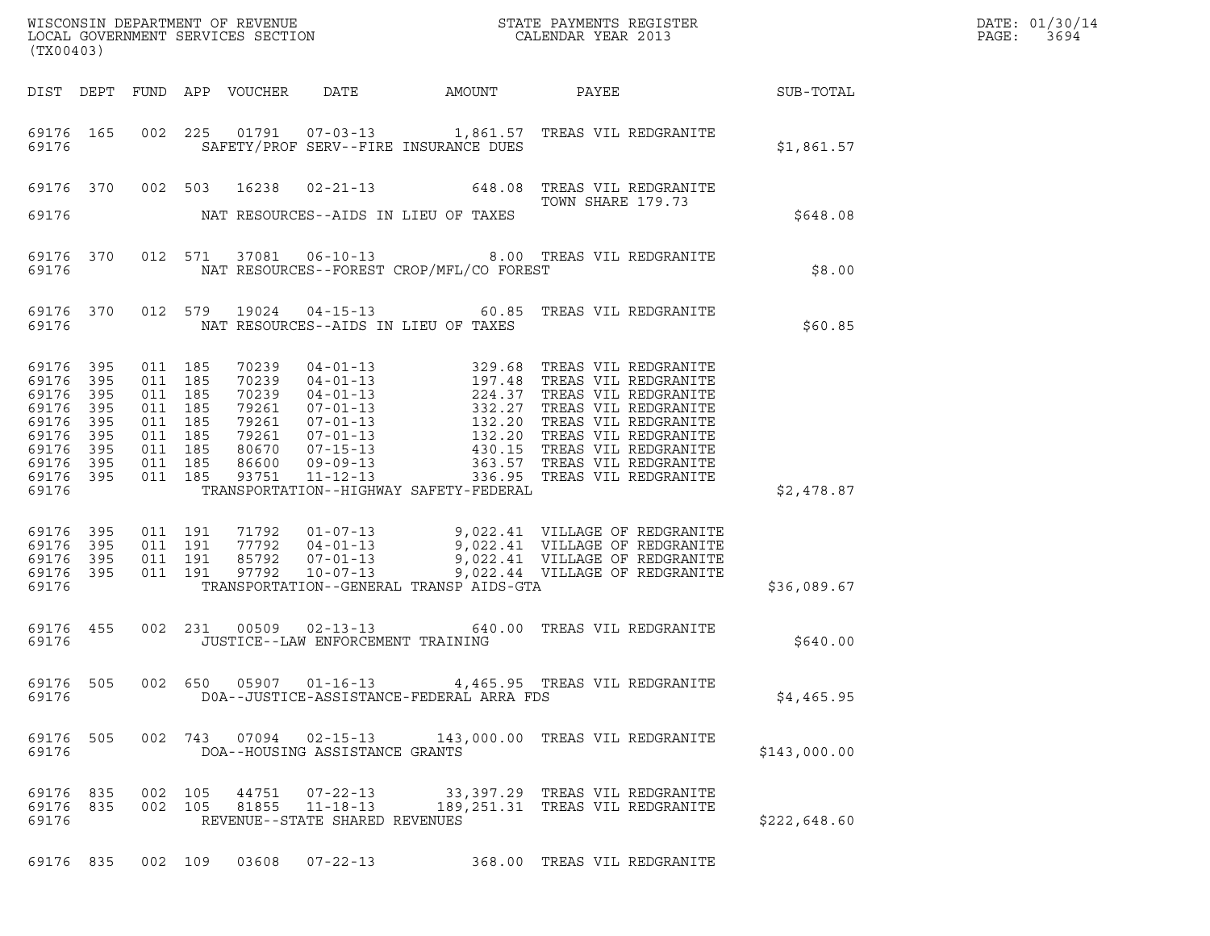WISCONSIN DEPARTMENT OF REVENUE
LOCAL GOVERNMENT SERVICES SECTION
(TX00403)

STATE PAYMENTS REGISTER
CALENDAR YEAR 2013

DATE: 01/30/14
PAGE: 3694

| DIST | DEPT | FUND | APP | VOUCHER | DATE | AMOUNT | PAYEE | SUB-TOTAL |
|---|---|---|---|---|---|---|---|---|
| 69176 | 165 | 002 | 225 | 01791 | 07-03-13 | 1,861.57 | TREAS VIL REDGRANITE | |
| 69176 | | | | SAFETY/PROF SERV--FIRE INSURANCE DUES | | | | $1,861.57 |
| 69176 | 370 | 002 | 503 | 16238 | 02-21-13 | 648.08 | TREAS VIL REDGRANITE TOWN SHARE 179.73 | |
| 69176 | | | | NAT RESOURCES--AIDS IN LIEU OF TAXES | | | | $648.08 |
| 69176 | 370 | 012 | 571 | 37081 | 06-10-13 | 8.00 | TREAS VIL REDGRANITE | |
| 69176 | | | | NAT RESOURCES--FOREST CROP/MFL/CO FOREST | | | | $8.00 |
| 69176 | 370 | 012 | 579 | 19024 | 04-15-13 | 60.85 | TREAS VIL REDGRANITE | |
| 69176 | | | | NAT RESOURCES--AIDS IN LIEU OF TAXES | | | | $60.85 |
| 69176 | 395 | 011 | 185 | 70239 | 04-01-13 | 329.68 | TREAS VIL REDGRANITE | |
| 69176 | 395 | 011 | 185 | 70239 | 04-01-13 | 197.48 | TREAS VIL REDGRANITE | |
| 69176 | 395 | 011 | 185 | 70239 | 04-01-13 | 224.37 | TREAS VIL REDGRANITE | |
| 69176 | 395 | 011 | 185 | 79261 | 07-01-13 | 332.27 | TREAS VIL REDGRANITE | |
| 69176 | 395 | 011 | 185 | 79261 | 07-01-13 | 132.20 | TREAS VIL REDGRANITE | |
| 69176 | 395 | 011 | 185 | 79261 | 07-01-13 | 132.20 | TREAS VIL REDGRANITE | |
| 69176 | 395 | 011 | 185 | 80670 | 07-15-13 | 430.15 | TREAS VIL REDGRANITE | |
| 69176 | 395 | 011 | 185 | 86600 | 09-09-13 | 363.57 | TREAS VIL REDGRANITE | |
| 69176 | 395 | 011 | 185 | 93751 | 11-12-13 | 336.95 | TREAS VIL REDGRANITE | |
| 69176 | | | | TRANSPORTATION--HIGHWAY SAFETY-FEDERAL | | | | $2,478.87 |
| 69176 | 395 | 011 | 191 | 71792 | 01-07-13 | 9,022.41 | VILLAGE OF REDGRANITE | |
| 69176 | 395 | 011 | 191 | 77792 | 04-01-13 | 9,022.41 | VILLAGE OF REDGRANITE | |
| 69176 | 395 | 011 | 191 | 85792 | 07-01-13 | 9,022.41 | VILLAGE OF REDGRANITE | |
| 69176 | 395 | 011 | 191 | 97792 | 10-07-13 | 9,022.44 | VILLAGE OF REDGRANITE | |
| 69176 | | | | TRANSPORTATION--GENERAL TRANSP AIDS-GTA | | | | $36,089.67 |
| 69176 | 455 | 002 | 231 | 00509 | 02-13-13 | 640.00 | TREAS VIL REDGRANITE | |
| 69176 | | | | JUSTICE--LAW ENFORCEMENT TRAINING | | | | $640.00 |
| 69176 | 505 | 002 | 650 | 05907 | 01-16-13 | 4,465.95 | TREAS VIL REDGRANITE | |
| 69176 | | | | DOA--JUSTICE-ASSISTANCE-FEDERAL ARRA FDS | | | | $4,465.95 |
| 69176 | 505 | 002 | 743 | 07094 | 02-15-13 | 143,000.00 | TREAS VIL REDGRANITE | |
| 69176 | | | | DOA--HOUSING ASSISTANCE GRANTS | | | | $143,000.00 |
| 69176 | 835 | 002 | 105 | 44751 | 07-22-13 | 33,397.29 | TREAS VIL REDGRANITE | |
| 69176 | 835 | 002 | 105 | 81855 | 11-18-13 | 189,251.31 | TREAS VIL REDGRANITE | |
| 69176 | | | | REVENUE--STATE SHARED REVENUES | | | | $222,648.60 |
| 69176 | 835 | 002 | 109 | 03608 | 07-22-13 | 368.00 | TREAS VIL REDGRANITE | |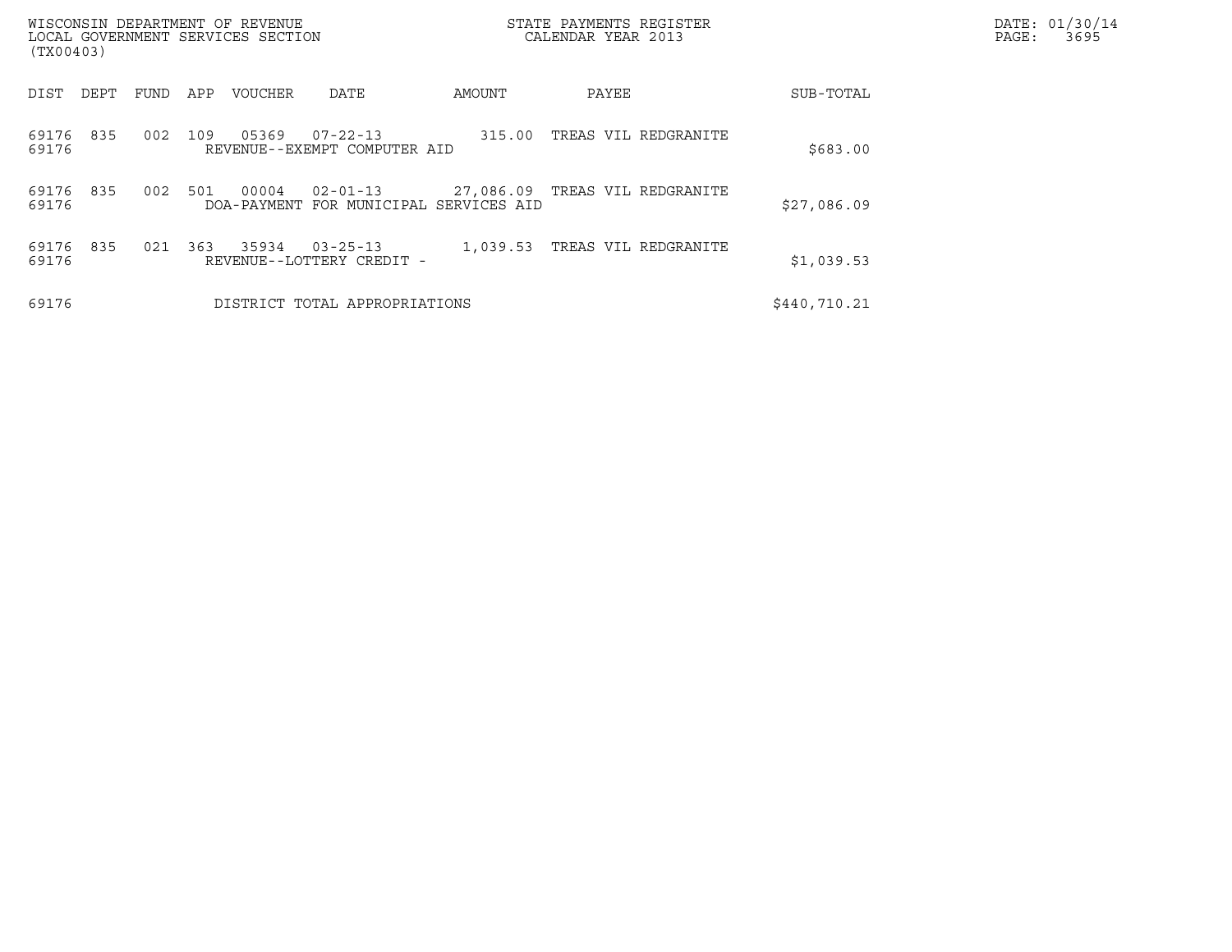WISCONSIN DEPARTMENT OF REVENUE
LOCAL GOVERNMENT SERVICES SECTION
(TX00403)

STATE PAYMENTS REGISTER
CALENDAR YEAR 2013

DATE: 01/30/14
PAGE: 3695

| DIST | DEPT | FUND | APP | VOUCHER | DATE | AMOUNT | PAYEE | SUB-TOTAL |
|---|---|---|---|---|---|---|---|---|
| 69176 | 835 | 002 | 109 | 05369 | 07-22-13 | 315.00 | TREAS VIL REDGRANITE | |
| 69176 | | | | REVENUE--EXEMPT COMPUTER AID | | | | $683.00 |
| 69176 | 835 | 002 | 501 | 00004 | 02-01-13 | 27,086.09 | TREAS VIL REDGRANITE | |
| 69176 | | | | DOA-PAYMENT FOR MUNICIPAL SERVICES AID | | | | $27,086.09 |
| 69176 | 835 | 021 | 363 | 35934 | 03-25-13 | 1,039.53 | TREAS VIL REDGRANITE | |
| 69176 | | | | REVENUE--LOTTERY CREDIT - | | | | $1,039.53 |
| 69176 | | | | DISTRICT TOTAL APPROPRIATIONS | | | | $440,710.21 |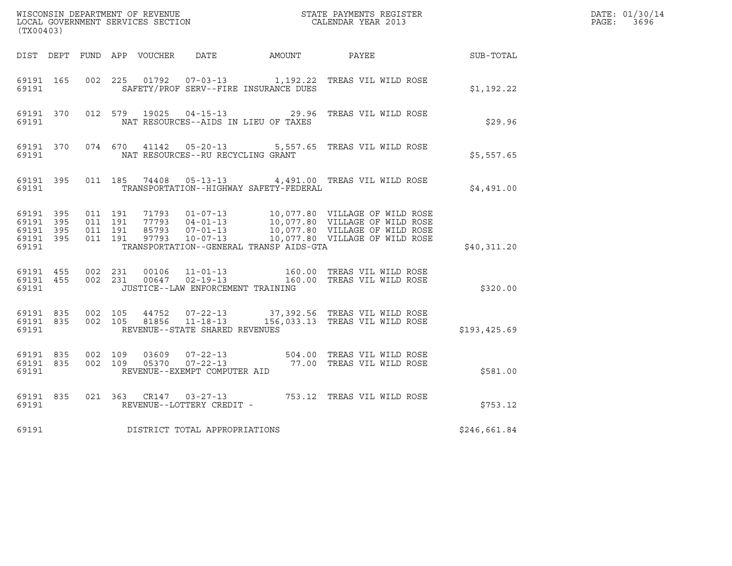WISCONSIN DEPARTMENT OF REVENUE
LOCAL GOVERNMENT SERVICES SECTION
(TX00403)

STATE PAYMENTS REGISTER
CALENDAR YEAR 2013

DATE: 01/30/14
PAGE: 3696

| DIST | DEPT | FUND | APP | VOUCHER | DATE | AMOUNT | PAYEE | SUB-TOTAL |
|---|---|---|---|---|---|---|---|---|
| 69191 | 165 | 002 | 225 | 01792 | 07-03-13 | 1,192.22 | TREAS VIL WILD ROSE | |
| 69191 | | | | | SAFETY/PROF SERV--FIRE INSURANCE DUES | | | $1,192.22 |
| 69191 | 370 | 012 | 579 | 19025 | 04-15-13 | 29.96 | TREAS VIL WILD ROSE | |
| 69191 | | | | | NAT RESOURCES--AIDS IN LIEU OF TAXES | | | $29.96 |
| 69191 | 370 | 074 | 670 | 41142 | 05-20-13 | 5,557.65 | TREAS VIL WILD ROSE | |
| 69191 | | | | | NAT RESOURCES--RU RECYCLING GRANT | | | $5,557.65 |
| 69191 | 395 | 011 | 185 | 74408 | 05-13-13 | 4,491.00 | TREAS VIL WILD ROSE | |
| 69191 | | | | | TRANSPORTATION--HIGHWAY SAFETY-FEDERAL | | | $4,491.00 |
| 69191 | 395 | 011 | 191 | 71793 | 01-07-13 | 10,077.80 | VILLAGE OF WILD ROSE | |
| 69191 | 395 | 011 | 191 | 77793 | 04-01-13 | 10,077.80 | VILLAGE OF WILD ROSE | |
| 69191 | 395 | 011 | 191 | 85793 | 07-01-13 | 10,077.80 | VILLAGE OF WILD ROSE | |
| 69191 | 395 | 011 | 191 | 97793 | 10-07-13 | 10,077.80 | VILLAGE OF WILD ROSE | |
| 69191 | | | | | TRANSPORTATION--GENERAL TRANSP AIDS-GTA | | | $40,311.20 |
| 69191 | 455 | 002 | 231 | 00106 | 11-01-13 | 160.00 | TREAS VIL WILD ROSE | |
| 69191 | 455 | 002 | 231 | 00647 | 02-19-13 | 160.00 | TREAS VIL WILD ROSE | |
| 69191 | | | | | JUSTICE--LAW ENFORCEMENT TRAINING | | | $320.00 |
| 69191 | 835 | 002 | 105 | 44752 | 07-22-13 | 37,392.56 | TREAS VIL WILD ROSE | |
| 69191 | 835 | 002 | 105 | 81856 | 11-18-13 | 156,033.13 | TREAS VIL WILD ROSE | |
| 69191 | | | | | REVENUE--STATE SHARED REVENUES | | | $193,425.69 |
| 69191 | 835 | 002 | 109 | 03609 | 07-22-13 | 504.00 | TREAS VIL WILD ROSE | |
| 69191 | 835 | 002 | 109 | 05370 | 07-22-13 | 77.00 | TREAS VIL WILD ROSE | |
| 69191 | | | | | REVENUE--EXEMPT COMPUTER AID | | | $581.00 |
| 69191 | 835 | 021 | 363 | CR147 | 03-27-13 | 753.12 | TREAS VIL WILD ROSE | |
| 69191 | | | | | REVENUE--LOTTERY CREDIT - | | | $753.12 |
| 69191 | | | | | DISTRICT TOTAL APPROPRIATIONS | | | $246,661.84 |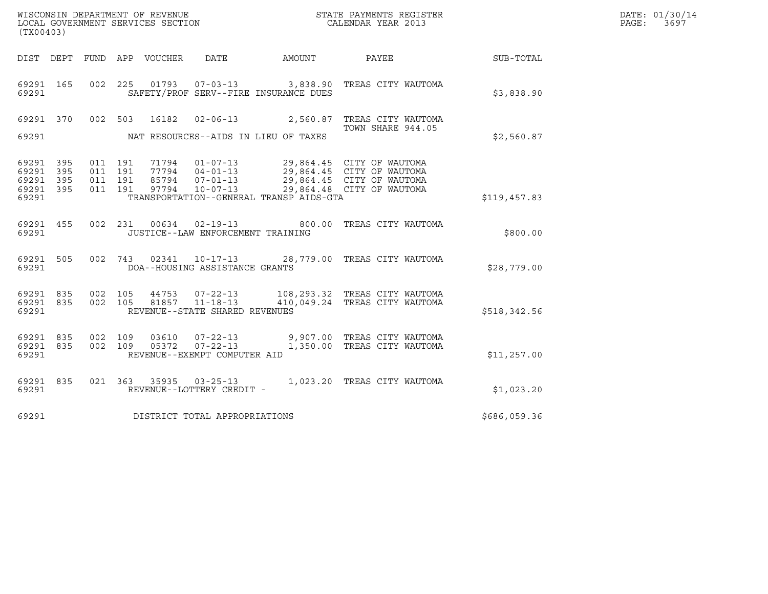WISCONSIN DEPARTMENT OF REVENUE
LOCAL GOVERNMENT SERVICES SECTION
(TX00403)

STATE PAYMENTS REGISTER
CALENDAR YEAR 2013

DATE: 01/30/14
PAGE: 3697

| DIST | DEPT | FUND | APP | VOUCHER | DATE | AMOUNT | PAYEE | SUB-TOTAL |
|---|---|---|---|---|---|---|---|---|
| 69291 | 165 | 002 | 225 | 01793 | 07-03-13 | 3,838.90 | TREAS CITY WAUTOMA | |
| 69291 | | | | | SAFETY/PROF SERV--FIRE INSURANCE DUES | | | $3,838.90 |
| 69291 | 370 | 002 | 503 | 16182 | 02-06-13 | 2,560.87 | TREAS CITY WAUTOMA TOWN SHARE 944.05 | |
| 69291 | | | | | NAT RESOURCES--AIDS IN LIEU OF TAXES | | | $2,560.87 |
| 69291 | 395 | 011 | 191 | 71794 | 01-07-13 | 29,864.45 | CITY OF WAUTOMA | |
| 69291 | 395 | 011 | 191 | 77794 | 04-01-13 | 29,864.45 | CITY OF WAUTOMA | |
| 69291 | 395 | 011 | 191 | 85794 | 07-01-13 | 29,864.45 | CITY OF WAUTOMA | |
| 69291 | 395 | 011 | 191 | 97794 | 10-07-13 | 29,864.48 | CITY OF WAUTOMA | |
| 69291 | | | | | TRANSPORTATION--GENERAL TRANSP AIDS-GTA | | | $119,457.83 |
| 69291 | 455 | 002 | 231 | 00634 | 02-19-13 | 800.00 | TREAS CITY WAUTOMA | |
| 69291 | | | | | JUSTICE--LAW ENFORCEMENT TRAINING | | | $800.00 |
| 69291 | 505 | 002 | 743 | 02341 | 10-17-13 | 28,779.00 | TREAS CITY WAUTOMA | |
| 69291 | | | | | DOA--HOUSING ASSISTANCE GRANTS | | | $28,779.00 |
| 69291 | 835 | 002 | 105 | 44753 | 07-22-13 | 108,293.32 | TREAS CITY WAUTOMA | |
| 69291 | 835 | 002 | 105 | 81857 | 11-18-13 | 410,049.24 | TREAS CITY WAUTOMA | |
| 69291 | | | | | REVENUE--STATE SHARED REVENUES | | | $518,342.56 |
| 69291 | 835 | 002 | 109 | 03610 | 07-22-13 | 9,907.00 | TREAS CITY WAUTOMA | |
| 69291 | 835 | 002 | 109 | 05372 | 07-22-13 | 1,350.00 | TREAS CITY WAUTOMA | |
| 69291 | | | | | REVENUE--EXEMPT COMPUTER AID | | | $11,257.00 |
| 69291 | 835 | 021 | 363 | 35935 | 03-25-13 | 1,023.20 | TREAS CITY WAUTOMA | |
| 69291 | | | | | REVENUE--LOTTERY CREDIT - | | | $1,023.20 |
| 69291 | | | | | DISTRICT TOTAL APPROPRIATIONS | | | $686,059.36 |